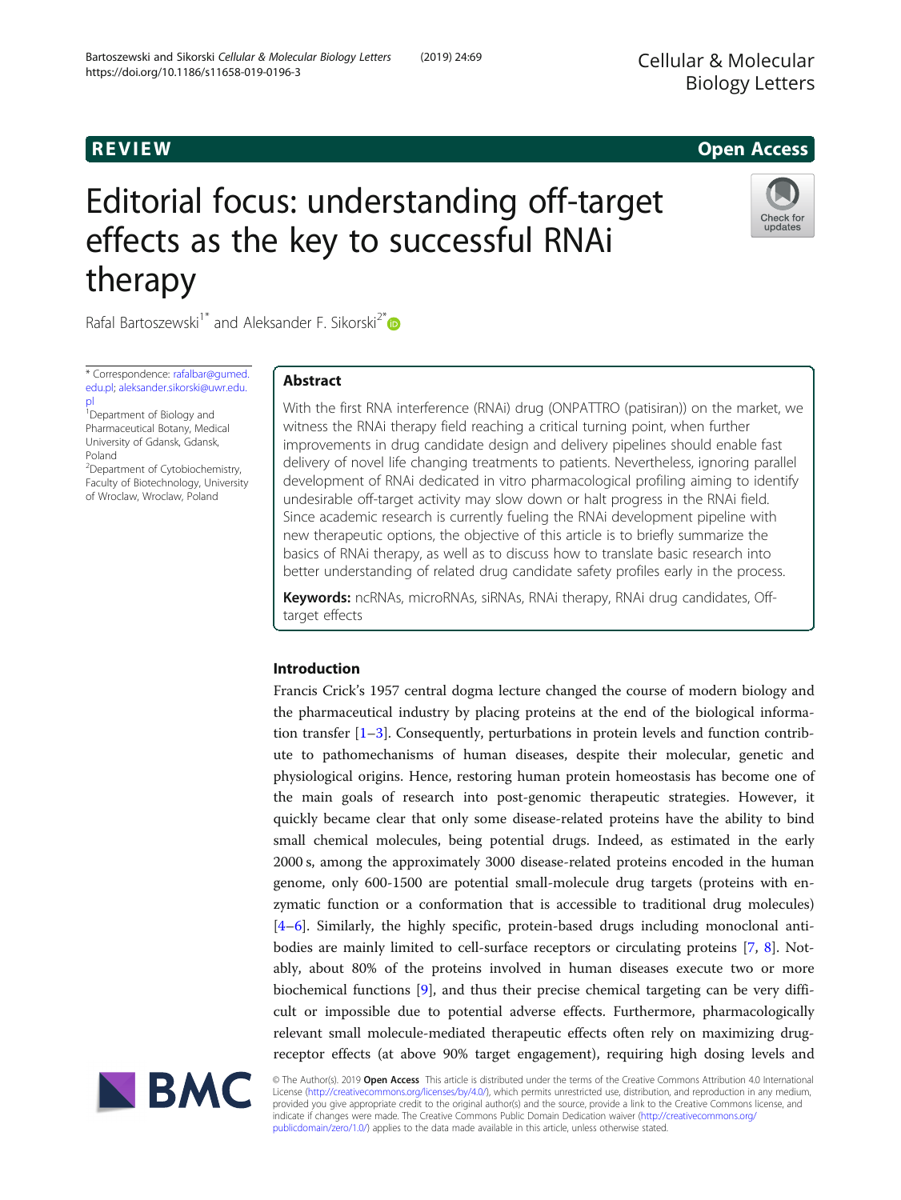REVIEW

Open Access

# Editorial focus: understanding off-target effects as the key to successful RNAi therapy

Rafal Bartoszewski[1*] and Aleksander F. Sikorski[2*]

* Correspondence: rafalbar@gumed.edu.pl; aleksander.sikorski@uwr.edu.pl
[1]Department of Biology and Pharmaceutical Botany, Medical University of Gdansk, Gdansk, Poland
[2]Department of Cytobiochemistry, Faculty of Biotechnology, University of Wroclaw, Wroclaw, Poland

## Abstract

With the first RNA interference (RNAi) drug (ONPATTRO (patisiran)) on the market, we witness the RNAi therapy field reaching a critical turning point, when further improvements in drug candidate design and delivery pipelines should enable fast delivery of novel life changing treatments to patients. Nevertheless, ignoring parallel development of RNAi dedicated in vitro pharmacological profiling aiming to identify undesirable off-target activity may slow down or halt progress in the RNAi field. Since academic research is currently fueling the RNAi development pipeline with new therapeutic options, the objective of this article is to briefly summarize the basics of RNAi therapy, as well as to discuss how to translate basic research into better understanding of related drug candidate safety profiles early in the process.

**Keywords:** ncRNAs, microRNAs, siRNAs, RNAi therapy, RNAi drug candidates, Off-target effects

## Introduction

Francis Crick's 1957 central dogma lecture changed the course of modern biology and the pharmaceutical industry by placing proteins at the end of the biological information transfer [1–3]. Consequently, perturbations in protein levels and function contribute to pathomechanisms of human diseases, despite their molecular, genetic and physiological origins. Hence, restoring human protein homeostasis has become one of the main goals of research into post-genomic therapeutic strategies. However, it quickly became clear that only some disease-related proteins have the ability to bind small chemical molecules, being potential drugs. Indeed, as estimated in the early 2000 s, among the approximately 3000 disease-related proteins encoded in the human genome, only 600-1500 are potential small-molecule drug targets (proteins with enzymatic function or a conformation that is accessible to traditional drug molecules) [4–6]. Similarly, the highly specific, protein-based drugs including monoclonal antibodies are mainly limited to cell-surface receptors or circulating proteins [7, 8]. Notably, about 80% of the proteins involved in human diseases execute two or more biochemical functions [9], and thus their precise chemical targeting can be very difficult or impossible due to potential adverse effects. Furthermore, pharmacologically relevant small molecule-mediated therapeutic effects often rely on maximizing drug-receptor effects (at above 90% target engagement), requiring high dosing levels and

© The Author(s). 2019 **Open Access** This article is distributed under the terms of the Creative Commons Attribution 4.0 International License (http://creativecommons.org/licenses/by/4.0/), which permits unrestricted use, distribution, and reproduction in any medium, provided you give appropriate credit to the original author(s) and the source, provide a link to the Creative Commons license, and indicate if changes were made. The Creative Commons Public Domain Dedication waiver (http://creativecommons.org/publicdomain/zero/1.0/) applies to the data made available in this article, unless otherwise stated.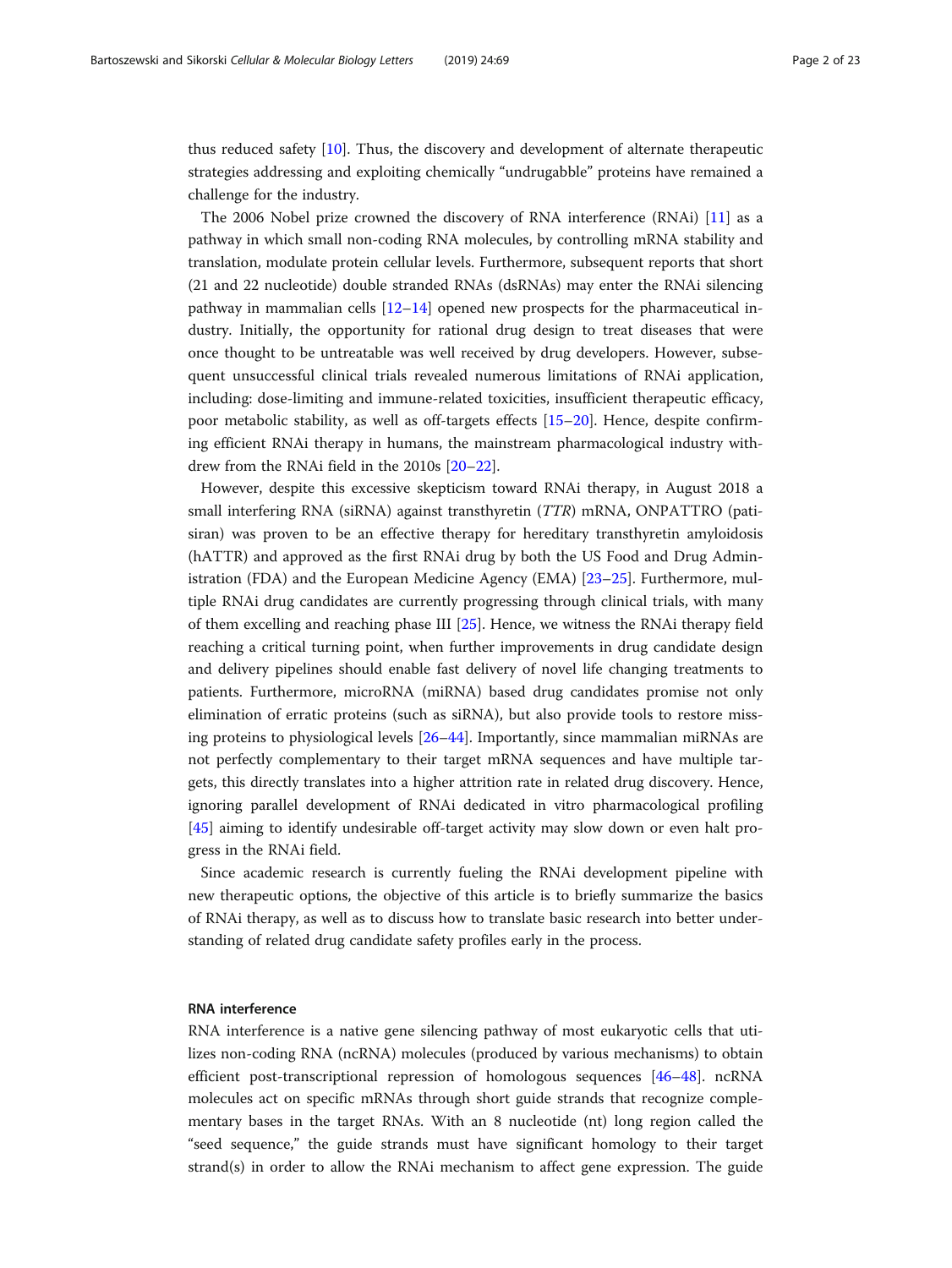thus reduced safety [10]. Thus, the discovery and development of alternate therapeutic strategies addressing and exploiting chemically "undrugabble" proteins have remained a challenge for the industry.

The 2006 Nobel prize crowned the discovery of RNA interference (RNAi) [11] as a pathway in which small non-coding RNA molecules, by controlling mRNA stability and translation, modulate protein cellular levels. Furthermore, subsequent reports that short (21 and 22 nucleotide) double stranded RNAs (dsRNAs) may enter the RNAi silencing pathway in mammalian cells [12–14] opened new prospects for the pharmaceutical industry. Initially, the opportunity for rational drug design to treat diseases that were once thought to be untreatable was well received by drug developers. However, subsequent unsuccessful clinical trials revealed numerous limitations of RNAi application, including: dose-limiting and immune-related toxicities, insufficient therapeutic efficacy, poor metabolic stability, as well as off-targets effects [15–20]. Hence, despite confirming efficient RNAi therapy in humans, the mainstream pharmacological industry withdrew from the RNAi field in the 2010s [20–22].

However, despite this excessive skepticism toward RNAi therapy, in August 2018 a small interfering RNA (siRNA) against transthyretin (*TTR*) mRNA, ONPATTRO (patisiran) was proven to be an effective therapy for hereditary transthyretin amyloidosis (hATTR) and approved as the first RNAi drug by both the US Food and Drug Administration (FDA) and the European Medicine Agency (EMA) [23–25]. Furthermore, multiple RNAi drug candidates are currently progressing through clinical trials, with many of them excelling and reaching phase III [25]. Hence, we witness the RNAi therapy field reaching a critical turning point, when further improvements in drug candidate design and delivery pipelines should enable fast delivery of novel life changing treatments to patients. Furthermore, microRNA (miRNA) based drug candidates promise not only elimination of erratic proteins (such as siRNA), but also provide tools to restore missing proteins to physiological levels [26–44]. Importantly, since mammalian miRNAs are not perfectly complementary to their target mRNA sequences and have multiple targets, this directly translates into a higher attrition rate in related drug discovery. Hence, ignoring parallel development of RNAi dedicated in vitro pharmacological profiling [45] aiming to identify undesirable off-target activity may slow down or even halt progress in the RNAi field.

Since academic research is currently fueling the RNAi development pipeline with new therapeutic options, the objective of this article is to briefly summarize the basics of RNAi therapy, as well as to discuss how to translate basic research into better understanding of related drug candidate safety profiles early in the process.

## RNA interference

RNA interference is a native gene silencing pathway of most eukaryotic cells that utilizes non-coding RNA (ncRNA) molecules (produced by various mechanisms) to obtain efficient post-transcriptional repression of homologous sequences [46–48]. ncRNA molecules act on specific mRNAs through short guide strands that recognize complementary bases in the target RNAs. With an 8 nucleotide (nt) long region called the "seed sequence," the guide strands must have significant homology to their target strand(s) in order to allow the RNAi mechanism to affect gene expression. The guide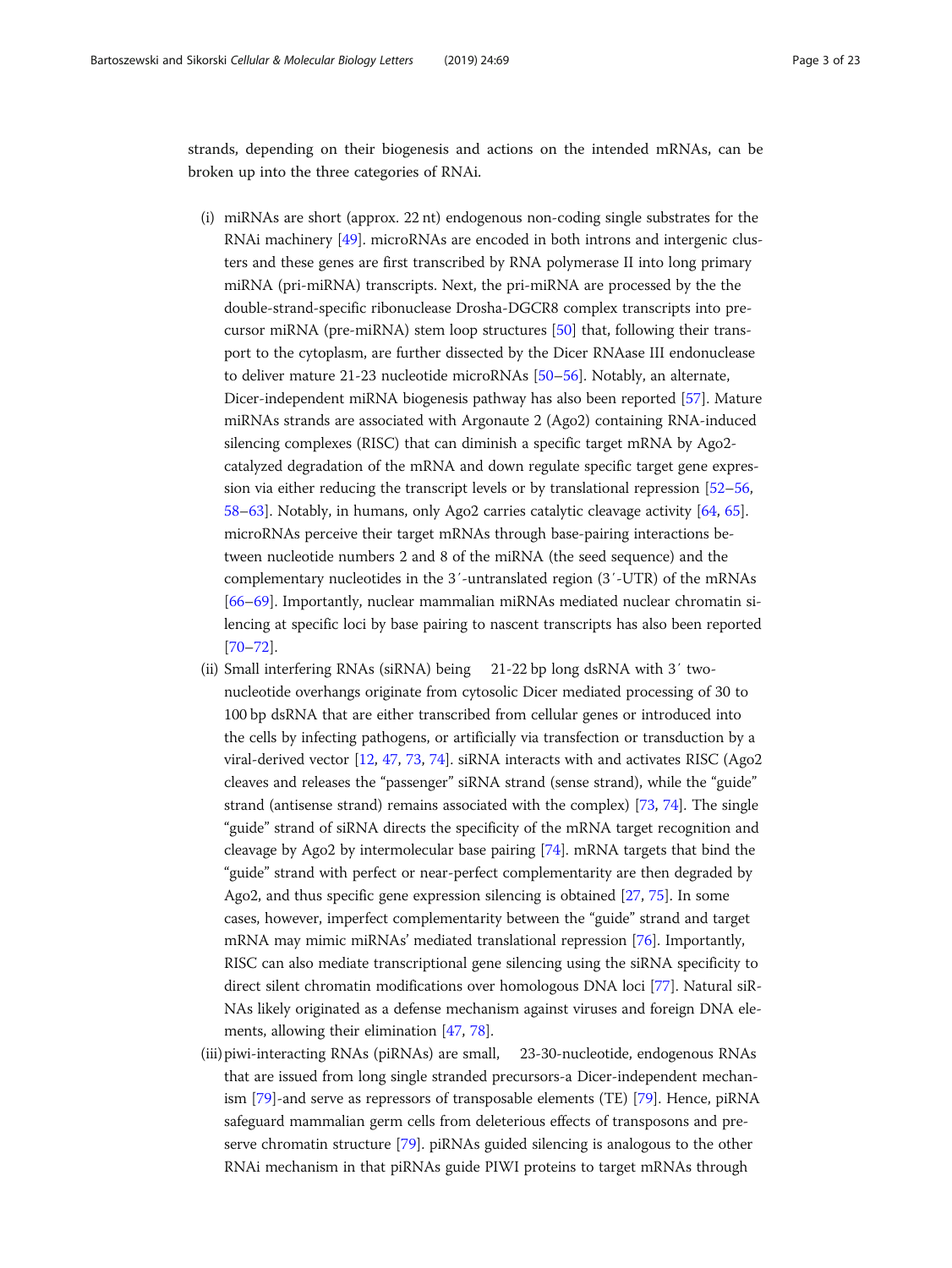strands, depending on their biogenesis and actions on the intended mRNAs, can be broken up into the three categories of RNAi.

(i) miRNAs are short (approx. 22 nt) endogenous non-coding single substrates for the RNAi machinery [49]. microRNAs are encoded in both introns and intergenic clusters and these genes are first transcribed by RNA polymerase II into long primary miRNA (pri-miRNA) transcripts. Next, the pri-miRNA are processed by the the double-strand-specific ribonuclease Drosha-DGCR8 complex transcripts into precursor miRNA (pre-miRNA) stem loop structures [50] that, following their transport to the cytoplasm, are further dissected by the Dicer RNAase III endonuclease to deliver mature 21-23 nucleotide microRNAs [50–56]. Notably, an alternate, Dicer-independent miRNA biogenesis pathway has also been reported [57]. Mature miRNAs strands are associated with Argonaute 2 (Ago2) containing RNA-induced silencing complexes (RISC) that can diminish a specific target mRNA by Ago2-catalyzed degradation of the mRNA and down regulate specific target gene expression via either reducing the transcript levels or by translational repression [52–56, 58–63]. Notably, in humans, only Ago2 carries catalytic cleavage activity [64, 65]. microRNAs perceive their target mRNAs through base-pairing interactions between nucleotide numbers 2 and 8 of the miRNA (the seed sequence) and the complementary nucleotides in the 3′-untranslated region (3′-UTR) of the mRNAs [66–69]. Importantly, nuclear mammalian miRNAs mediated nuclear chromatin silencing at specific loci by base pairing to nascent transcripts has also been reported [70–72].

(ii) Small interfering RNAs (siRNA) being 21-22 bp long dsRNA with 3′ two-nucleotide overhangs originate from cytosolic Dicer mediated processing of 30 to 100 bp dsRNA that are either transcribed from cellular genes or introduced into the cells by infecting pathogens, or artificially via transfection or transduction by a viral-derived vector [12, 47, 73, 74]. siRNA interacts with and activates RISC (Ago2 cleaves and releases the "passenger" siRNA strand (sense strand), while the "guide" strand (antisense strand) remains associated with the complex) [73, 74]. The single "guide" strand of siRNA directs the specificity of the mRNA target recognition and cleavage by Ago2 by intermolecular base pairing [74]. mRNA targets that bind the "guide" strand with perfect or near-perfect complementarity are then degraded by Ago2, and thus specific gene expression silencing is obtained [27, 75]. In some cases, however, imperfect complementarity between the "guide" strand and target mRNA may mimic miRNAs' mediated translational repression [76]. Importantly, RISC can also mediate transcriptional gene silencing using the siRNA specificity to direct silent chromatin modifications over homologous DNA loci [77]. Natural siRNAs likely originated as a defense mechanism against viruses and foreign DNA elements, allowing their elimination [47, 78].

(iii) piwi-interacting RNAs (piRNAs) are small, 23-30-nucleotide, endogenous RNAs that are issued from long single stranded precursors-a Dicer-independent mechanism [79]-and serve as repressors of transposable elements (TE) [79]. Hence, piRNA safeguard mammalian germ cells from deleterious effects of transposons and preserve chromatin structure [79]. piRNAs guided silencing is analogous to the other RNAi mechanism in that piRNAs guide PIWI proteins to target mRNAs through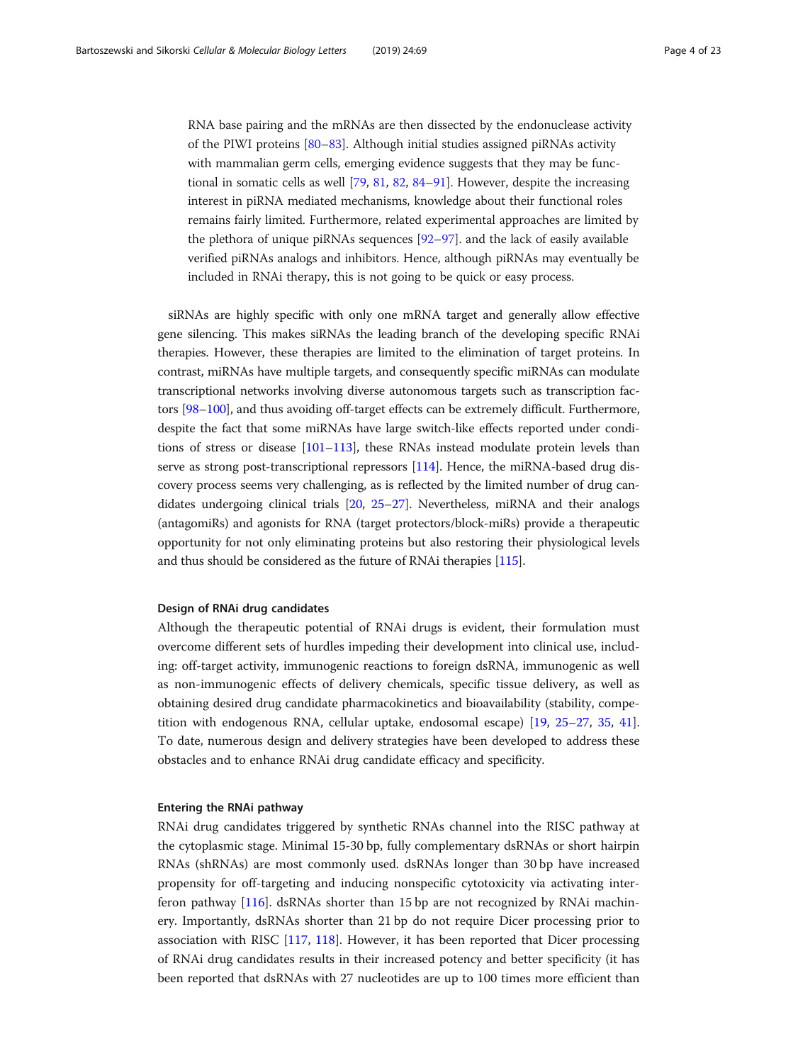RNA base pairing and the mRNAs are then dissected by the endonuclease activity of the PIWI proteins [80–83]. Although initial studies assigned piRNAs activity with mammalian germ cells, emerging evidence suggests that they may be functional in somatic cells as well [79, 81, 82, 84–91]. However, despite the increasing interest in piRNA mediated mechanisms, knowledge about their functional roles remains fairly limited. Furthermore, related experimental approaches are limited by the plethora of unique piRNAs sequences [92–97]. and the lack of easily available verified piRNAs analogs and inhibitors. Hence, although piRNAs may eventually be included in RNAi therapy, this is not going to be quick or easy process.

siRNAs are highly specific with only one mRNA target and generally allow effective gene silencing. This makes siRNAs the leading branch of the developing specific RNAi therapies. However, these therapies are limited to the elimination of target proteins. In contrast, miRNAs have multiple targets, and consequently specific miRNAs can modulate transcriptional networks involving diverse autonomous targets such as transcription factors [98–100], and thus avoiding off-target effects can be extremely difficult. Furthermore, despite the fact that some miRNAs have large switch-like effects reported under conditions of stress or disease [101–113], these RNAs instead modulate protein levels than serve as strong post-transcriptional repressors [114]. Hence, the miRNA-based drug discovery process seems very challenging, as is reflected by the limited number of drug candidates undergoing clinical trials [20, 25–27]. Nevertheless, miRNA and their analogs (antagomiRs) and agonists for RNA (target protectors/block-miRs) provide a therapeutic opportunity for not only eliminating proteins but also restoring their physiological levels and thus should be considered as the future of RNAi therapies [115].

### Design of RNAi drug candidates

Although the therapeutic potential of RNAi drugs is evident, their formulation must overcome different sets of hurdles impeding their development into clinical use, including: off-target activity, immunogenic reactions to foreign dsRNA, immunogenic as well as non-immunogenic effects of delivery chemicals, specific tissue delivery, as well as obtaining desired drug candidate pharmacokinetics and bioavailability (stability, competition with endogenous RNA, cellular uptake, endosomal escape) [19, 25–27, 35, 41]. To date, numerous design and delivery strategies have been developed to address these obstacles and to enhance RNAi drug candidate efficacy and specificity.

### Entering the RNAi pathway

RNAi drug candidates triggered by synthetic RNAs channel into the RISC pathway at the cytoplasmic stage. Minimal 15-30 bp, fully complementary dsRNAs or short hairpin RNAs (shRNAs) are most commonly used. dsRNAs longer than 30 bp have increased propensity for off-targeting and inducing nonspecific cytotoxicity via activating interferon pathway [116]. dsRNAs shorter than 15 bp are not recognized by RNAi machinery. Importantly, dsRNAs shorter than 21 bp do not require Dicer processing prior to association with RISC [117, 118]. However, it has been reported that Dicer processing of RNAi drug candidates results in their increased potency and better specificity (it has been reported that dsRNAs with 27 nucleotides are up to 100 times more efficient than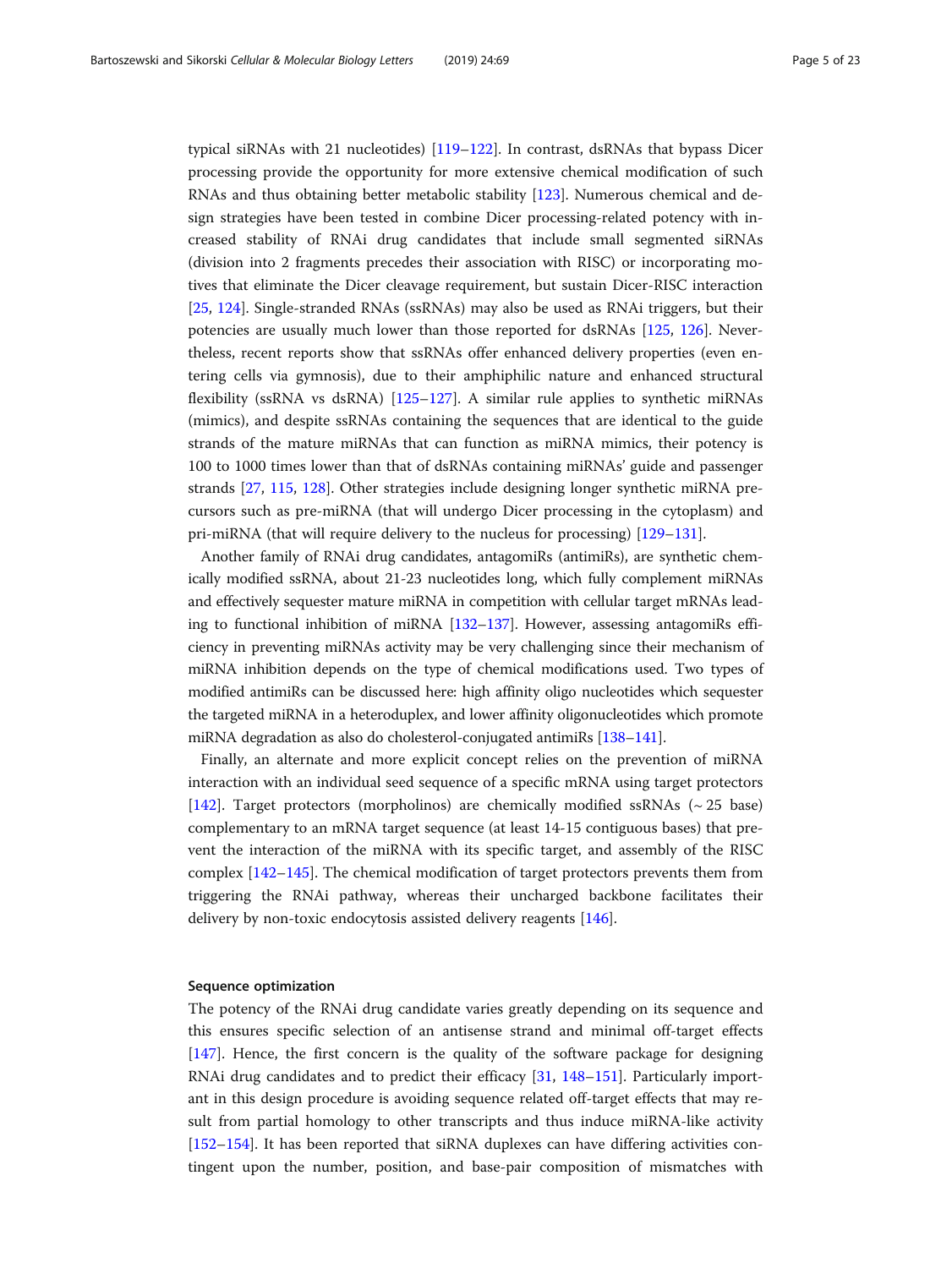typical siRNAs with 21 nucleotides) [119–122]. In contrast, dsRNAs that bypass Dicer processing provide the opportunity for more extensive chemical modification of such RNAs and thus obtaining better metabolic stability [123]. Numerous chemical and design strategies have been tested in combine Dicer processing-related potency with increased stability of RNAi drug candidates that include small segmented siRNAs (division into 2 fragments precedes their association with RISC) or incorporating motives that eliminate the Dicer cleavage requirement, but sustain Dicer-RISC interaction [25, 124]. Single-stranded RNAs (ssRNAs) may also be used as RNAi triggers, but their potencies are usually much lower than those reported for dsRNAs [125, 126]. Nevertheless, recent reports show that ssRNAs offer enhanced delivery properties (even entering cells via gymnosis), due to their amphiphilic nature and enhanced structural flexibility (ssRNA vs dsRNA) [125–127]. A similar rule applies to synthetic miRNAs (mimics), and despite ssRNAs containing the sequences that are identical to the guide strands of the mature miRNAs that can function as miRNA mimics, their potency is 100 to 1000 times lower than that of dsRNAs containing miRNAs' guide and passenger strands [27, 115, 128]. Other strategies include designing longer synthetic miRNA precursors such as pre-miRNA (that will undergo Dicer processing in the cytoplasm) and pri-miRNA (that will require delivery to the nucleus for processing) [129–131].

Another family of RNAi drug candidates, antagomiRs (antimiRs), are synthetic chemically modified ssRNA, about 21-23 nucleotides long, which fully complement miRNAs and effectively sequester mature miRNA in competition with cellular target mRNAs leading to functional inhibition of miRNA [132–137]. However, assessing antagomiRs efficiency in preventing miRNAs activity may be very challenging since their mechanism of miRNA inhibition depends on the type of chemical modifications used. Two types of modified antimiRs can be discussed here: high affinity oligo nucleotides which sequester the targeted miRNA in a heteroduplex, and lower affinity oligonucleotides which promote miRNA degradation as also do cholesterol-conjugated antimiRs [138–141].

Finally, an alternate and more explicit concept relies on the prevention of miRNA interaction with an individual seed sequence of a specific mRNA using target protectors [142]. Target protectors (morpholinos) are chemically modified ssRNAs (~ 25 base) complementary to an mRNA target sequence (at least 14-15 contiguous bases) that prevent the interaction of the miRNA with its specific target, and assembly of the RISC complex [142–145]. The chemical modification of target protectors prevents them from triggering the RNAi pathway, whereas their uncharged backbone facilitates their delivery by non-toxic endocytosis assisted delivery reagents [146].

#### Sequence optimization

The potency of the RNAi drug candidate varies greatly depending on its sequence and this ensures specific selection of an antisense strand and minimal off-target effects [147]. Hence, the first concern is the quality of the software package for designing RNAi drug candidates and to predict their efficacy [31, 148–151]. Particularly important in this design procedure is avoiding sequence related off-target effects that may result from partial homology to other transcripts and thus induce miRNA-like activity [152–154]. It has been reported that siRNA duplexes can have differing activities contingent upon the number, position, and base-pair composition of mismatches with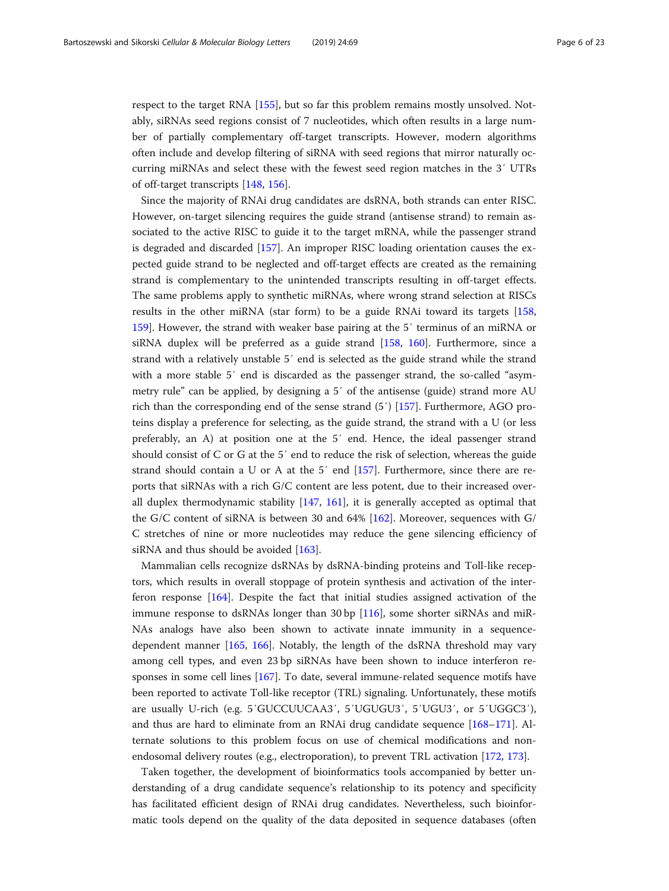respect to the target RNA [155], but so far this problem remains mostly unsolved. Notably, siRNAs seed regions consist of 7 nucleotides, which often results in a large number of partially complementary off-target transcripts. However, modern algorithms often include and develop filtering of siRNA with seed regions that mirror naturally occurring miRNAs and select these with the fewest seed region matches in the 3′ UTRs of off-target transcripts [148, 156].

Since the majority of RNAi drug candidates are dsRNA, both strands can enter RISC. However, on-target silencing requires the guide strand (antisense strand) to remain associated to the active RISC to guide it to the target mRNA, while the passenger strand is degraded and discarded [157]. An improper RISC loading orientation causes the expected guide strand to be neglected and off-target effects are created as the remaining strand is complementary to the unintended transcripts resulting in off-target effects. The same problems apply to synthetic miRNAs, where wrong strand selection at RISCs results in the other miRNA (star form) to be a guide RNAi toward its targets [158, 159]. However, the strand with weaker base pairing at the 5′ terminus of an miRNA or siRNA duplex will be preferred as a guide strand [158, 160]. Furthermore, since a strand with a relatively unstable 5′ end is selected as the guide strand while the strand with a more stable 5′ end is discarded as the passenger strand, the so-called "asymmetry rule" can be applied, by designing a 5′ of the antisense (guide) strand more AU rich than the corresponding end of the sense strand (5′) [157]. Furthermore, AGO proteins display a preference for selecting, as the guide strand, the strand with a U (or less preferably, an A) at position one at the 5′ end. Hence, the ideal passenger strand should consist of C or G at the 5′ end to reduce the risk of selection, whereas the guide strand should contain a U or A at the 5′ end [157]. Furthermore, since there are reports that siRNAs with a rich G/C content are less potent, due to their increased overall duplex thermodynamic stability [147, 161], it is generally accepted as optimal that the G/C content of siRNA is between 30 and 64% [162]. Moreover, sequences with G/C stretches of nine or more nucleotides may reduce the gene silencing efficiency of siRNA and thus should be avoided [163].

Mammalian cells recognize dsRNAs by dsRNA-binding proteins and Toll-like receptors, which results in overall stoppage of protein synthesis and activation of the interferon response [164]. Despite the fact that initial studies assigned activation of the immune response to dsRNAs longer than 30 bp [116], some shorter siRNAs and miRNAs analogs have also been shown to activate innate immunity in a sequence-dependent manner [165, 166]. Notably, the length of the dsRNA threshold may vary among cell types, and even 23 bp siRNAs have been shown to induce interferon responses in some cell lines [167]. To date, several immune-related sequence motifs have been reported to activate Toll-like receptor (TRL) signaling. Unfortunately, these motifs are usually U-rich (e.g. 5′GUCCUUCAA3′, 5′UGUGU3′, 5′UGU3′, or 5′UGGC3′), and thus are hard to eliminate from an RNAi drug candidate sequence [168–171]. Alternate solutions to this problem focus on use of chemical modifications and non-endosomal delivery routes (e.g., electroporation), to prevent TRL activation [172, 173].

Taken together, the development of bioinformatics tools accompanied by better understanding of a drug candidate sequence's relationship to its potency and specificity has facilitated efficient design of RNAi drug candidates. Nevertheless, such bioinformatic tools depend on the quality of the data deposited in sequence databases (often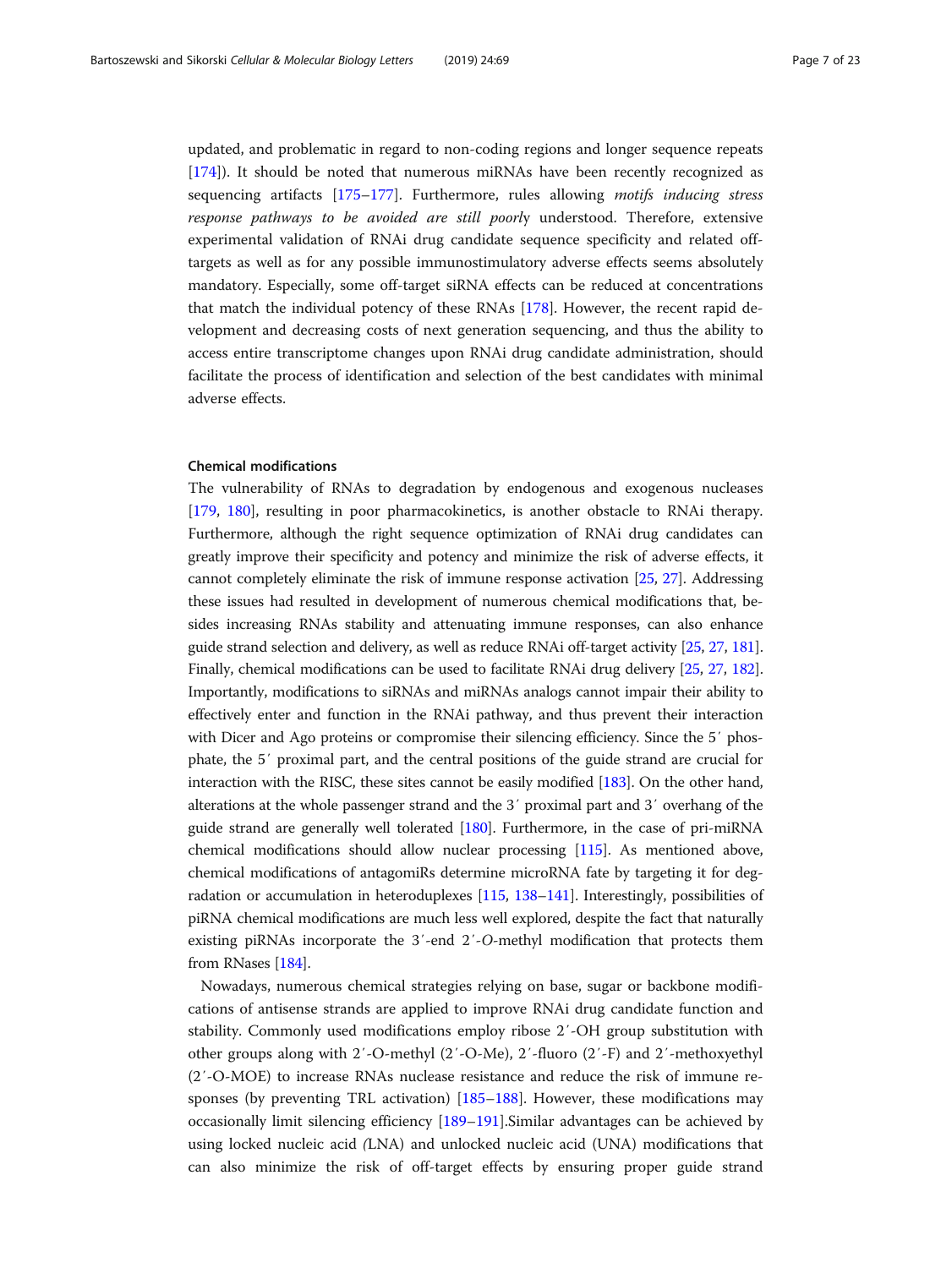updated, and problematic in regard to non-coding regions and longer sequence repeats [174]). It should be noted that numerous miRNAs have been recently recognized as sequencing artifacts [175–177]. Furthermore, rules allowing *motifs inducing stress response pathways to be avoided are still poorl*y understood. Therefore, extensive experimental validation of RNAi drug candidate sequence specificity and related off-targets as well as for any possible immunostimulatory adverse effects seems absolutely mandatory. Especially, some off-target siRNA effects can be reduced at concentrations that match the individual potency of these RNAs [178]. However, the recent rapid development and decreasing costs of next generation sequencing, and thus the ability to access entire transcriptome changes upon RNAi drug candidate administration, should facilitate the process of identification and selection of the best candidates with minimal adverse effects.

### Chemical modifications

The vulnerability of RNAs to degradation by endogenous and exogenous nucleases [179, 180], resulting in poor pharmacokinetics, is another obstacle to RNAi therapy. Furthermore, although the right sequence optimization of RNAi drug candidates can greatly improve their specificity and potency and minimize the risk of adverse effects, it cannot completely eliminate the risk of immune response activation [25, 27]. Addressing these issues had resulted in development of numerous chemical modifications that, besides increasing RNAs stability and attenuating immune responses, can also enhance guide strand selection and delivery, as well as reduce RNAi off-target activity [25, 27, 181]. Finally, chemical modifications can be used to facilitate RNAi drug delivery [25, 27, 182]. Importantly, modifications to siRNAs and miRNAs analogs cannot impair their ability to effectively enter and function in the RNAi pathway, and thus prevent their interaction with Dicer and Ago proteins or compromise their silencing efficiency. Since the 5′ phosphate, the 5′ proximal part, and the central positions of the guide strand are crucial for interaction with the RISC, these sites cannot be easily modified [183]. On the other hand, alterations at the whole passenger strand and the 3′ proximal part and 3′ overhang of the guide strand are generally well tolerated [180]. Furthermore, in the case of pri-miRNA chemical modifications should allow nuclear processing [115]. As mentioned above, chemical modifications of antagomiRs determine microRNA fate by targeting it for degradation or accumulation in heteroduplexes [115, 138–141]. Interestingly, possibilities of piRNA chemical modifications are much less well explored, despite the fact that naturally existing piRNAs incorporate the 3′-end 2′-*O*-methyl modification that protects them from RNases [184].

Nowadays, numerous chemical strategies relying on base, sugar or backbone modifications of antisense strands are applied to improve RNAi drug candidate function and stability. Commonly used modifications employ ribose 2′-OH group substitution with other groups along with 2′-O-methyl (2′-O-Me), 2′-fluoro (2′-F) and 2′-methoxyethyl (2′-O-MOE) to increase RNAs nuclease resistance and reduce the risk of immune responses (by preventing TRL activation) [185–188]. However, these modifications may occasionally limit silencing efficiency [189–191].Similar advantages can be achieved by using locked nucleic acid *(*LNA) and unlocked nucleic acid (UNA) modifications that can also minimize the risk of off-target effects by ensuring proper guide strand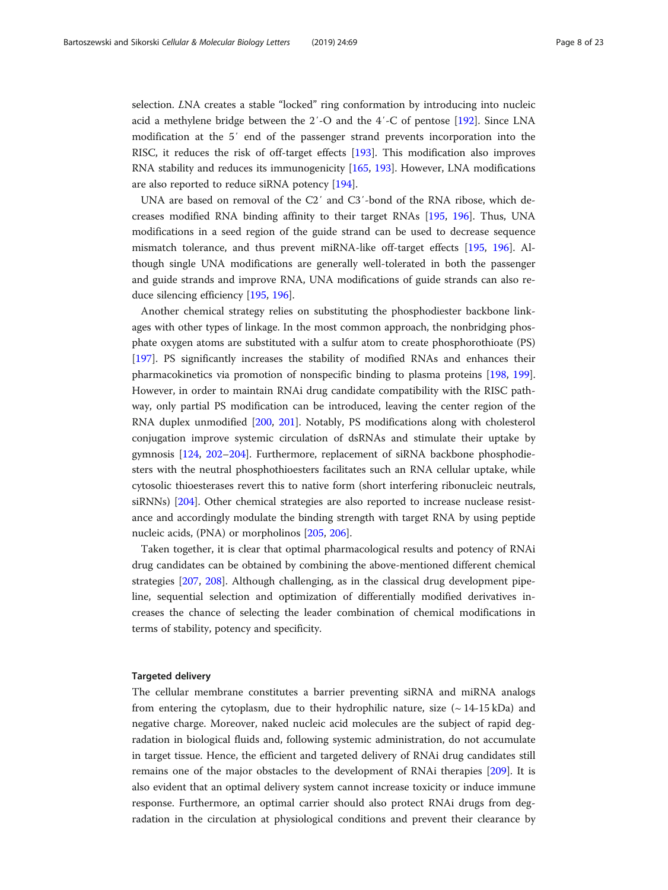selection. *L*NA creates a stable "locked" ring conformation by introducing into nucleic acid a methylene bridge between the 2′-O and the 4′-C of pentose [192]. Since LNA modification at the 5′ end of the passenger strand prevents incorporation into the RISC, it reduces the risk of off-target effects [193]. This modification also improves RNA stability and reduces its immunogenicity [165, 193]. However, LNA modifications are also reported to reduce siRNA potency [194].

UNA are based on removal of the C2′ and C3′-bond of the RNA ribose, which decreases modified RNA binding affinity to their target RNAs [195, 196]. Thus, UNA modifications in a seed region of the guide strand can be used to decrease sequence mismatch tolerance, and thus prevent miRNA-like off-target effects [195, 196]. Although single UNA modifications are generally well-tolerated in both the passenger and guide strands and improve RNA, UNA modifications of guide strands can also reduce silencing efficiency [195, 196].

Another chemical strategy relies on substituting the phosphodiester backbone linkages with other types of linkage. In the most common approach, the nonbridging phosphate oxygen atoms are substituted with a sulfur atom to create phosphorothioate (PS) [197]. PS significantly increases the stability of modified RNAs and enhances their pharmacokinetics via promotion of nonspecific binding to plasma proteins [198, 199]. However, in order to maintain RNAi drug candidate compatibility with the RISC pathway, only partial PS modification can be introduced, leaving the center region of the RNA duplex unmodified [200, 201]. Notably, PS modifications along with cholesterol conjugation improve systemic circulation of dsRNAs and stimulate their uptake by gymnosis [124, 202–204]. Furthermore, replacement of siRNA backbone phosphodiesters with the neutral phosphothioesters facilitates such an RNA cellular uptake, while cytosolic thioesterases revert this to native form (short interfering ribonucleic neutrals, siRNNs) [204]. Other chemical strategies are also reported to increase nuclease resistance and accordingly modulate the binding strength with target RNA by using peptide nucleic acids, (PNA) or morpholinos [205, 206].

Taken together, it is clear that optimal pharmacological results and potency of RNAi drug candidates can be obtained by combining the above-mentioned different chemical strategies [207, 208]. Although challenging, as in the classical drug development pipeline, sequential selection and optimization of differentially modified derivatives increases the chance of selecting the leader combination of chemical modifications in terms of stability, potency and specificity.

### Targeted delivery

The cellular membrane constitutes a barrier preventing siRNA and miRNA analogs from entering the cytoplasm, due to their hydrophilic nature, size (~ 14-15 kDa) and negative charge. Moreover, naked nucleic acid molecules are the subject of rapid degradation in biological fluids and, following systemic administration, do not accumulate in target tissue. Hence, the efficient and targeted delivery of RNAi drug candidates still remains one of the major obstacles to the development of RNAi therapies [209]. It is also evident that an optimal delivery system cannot increase toxicity or induce immune response. Furthermore, an optimal carrier should also protect RNAi drugs from degradation in the circulation at physiological conditions and prevent their clearance by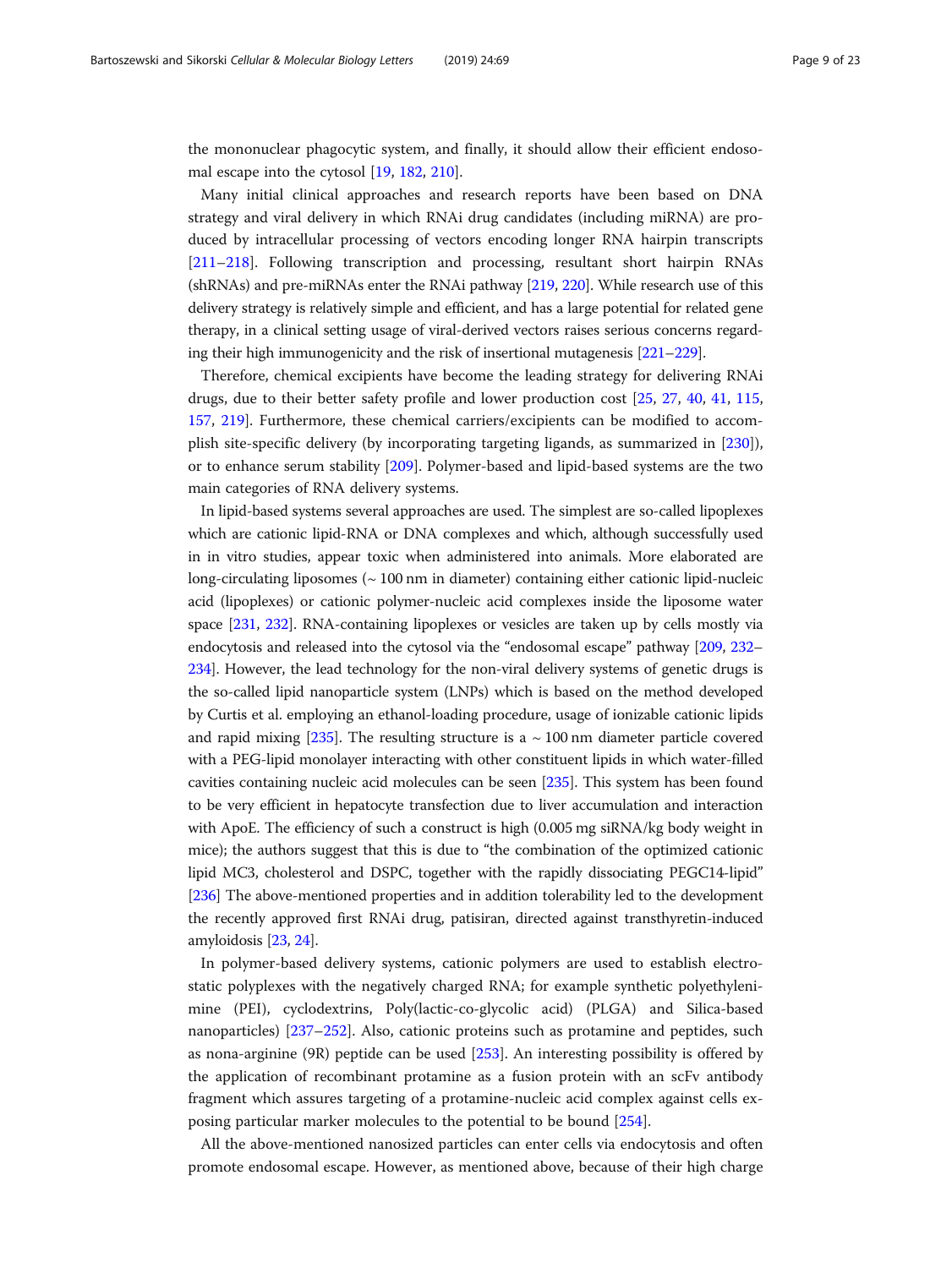the mononuclear phagocytic system, and finally, it should allow their efficient endosomal escape into the cytosol [19, 182, 210].

Many initial clinical approaches and research reports have been based on DNA strategy and viral delivery in which RNAi drug candidates (including miRNA) are produced by intracellular processing of vectors encoding longer RNA hairpin transcripts [211–218]. Following transcription and processing, resultant short hairpin RNAs (shRNAs) and pre-miRNAs enter the RNAi pathway [219, 220]. While research use of this delivery strategy is relatively simple and efficient, and has a large potential for related gene therapy, in a clinical setting usage of viral-derived vectors raises serious concerns regarding their high immunogenicity and the risk of insertional mutagenesis [221–229].

Therefore, chemical excipients have become the leading strategy for delivering RNAi drugs, due to their better safety profile and lower production cost [25, 27, 40, 41, 115, 157, 219]. Furthermore, these chemical carriers/excipients can be modified to accomplish site-specific delivery (by incorporating targeting ligands, as summarized in [230]), or to enhance serum stability [209]. Polymer-based and lipid-based systems are the two main categories of RNA delivery systems.

In lipid-based systems several approaches are used. The simplest are so-called lipoplexes which are cationic lipid-RNA or DNA complexes and which, although successfully used in in vitro studies, appear toxic when administered into animals. More elaborated are long-circulating liposomes (~ 100 nm in diameter) containing either cationic lipid-nucleic acid (lipoplexes) or cationic polymer-nucleic acid complexes inside the liposome water space [231, 232]. RNA-containing lipoplexes or vesicles are taken up by cells mostly via endocytosis and released into the cytosol via the "endosomal escape" pathway [209, 232–234]. However, the lead technology for the non-viral delivery systems of genetic drugs is the so-called lipid nanoparticle system (LNPs) which is based on the method developed by Curtis et al. employing an ethanol-loading procedure, usage of ionizable cationic lipids and rapid mixing [235]. The resulting structure is a ~ 100 nm diameter particle covered with a PEG-lipid monolayer interacting with other constituent lipids in which water-filled cavities containing nucleic acid molecules can be seen [235]. This system has been found to be very efficient in hepatocyte transfection due to liver accumulation and interaction with ApoE. The efficiency of such a construct is high (0.005 mg siRNA/kg body weight in mice); the authors suggest that this is due to "the combination of the optimized cationic lipid MC3, cholesterol and DSPC, together with the rapidly dissociating PEGC14-lipid" [236] The above-mentioned properties and in addition tolerability led to the development the recently approved first RNAi drug, patisiran, directed against transthyretin-induced amyloidosis [23, 24].

In polymer-based delivery systems, cationic polymers are used to establish electrostatic polyplexes with the negatively charged RNA; for example synthetic polyethylenimine (PEI), cyclodextrins, Poly(lactic-co-glycolic acid) (PLGA) and Silica-based nanoparticles) [237–252]. Also, cationic proteins such as protamine and peptides, such as nona-arginine (9R) peptide can be used [253]. An interesting possibility is offered by the application of recombinant protamine as a fusion protein with an scFv antibody fragment which assures targeting of a protamine-nucleic acid complex against cells exposing particular marker molecules to the potential to be bound [254].

All the above-mentioned nanosized particles can enter cells via endocytosis and often promote endosomal escape. However, as mentioned above, because of their high charge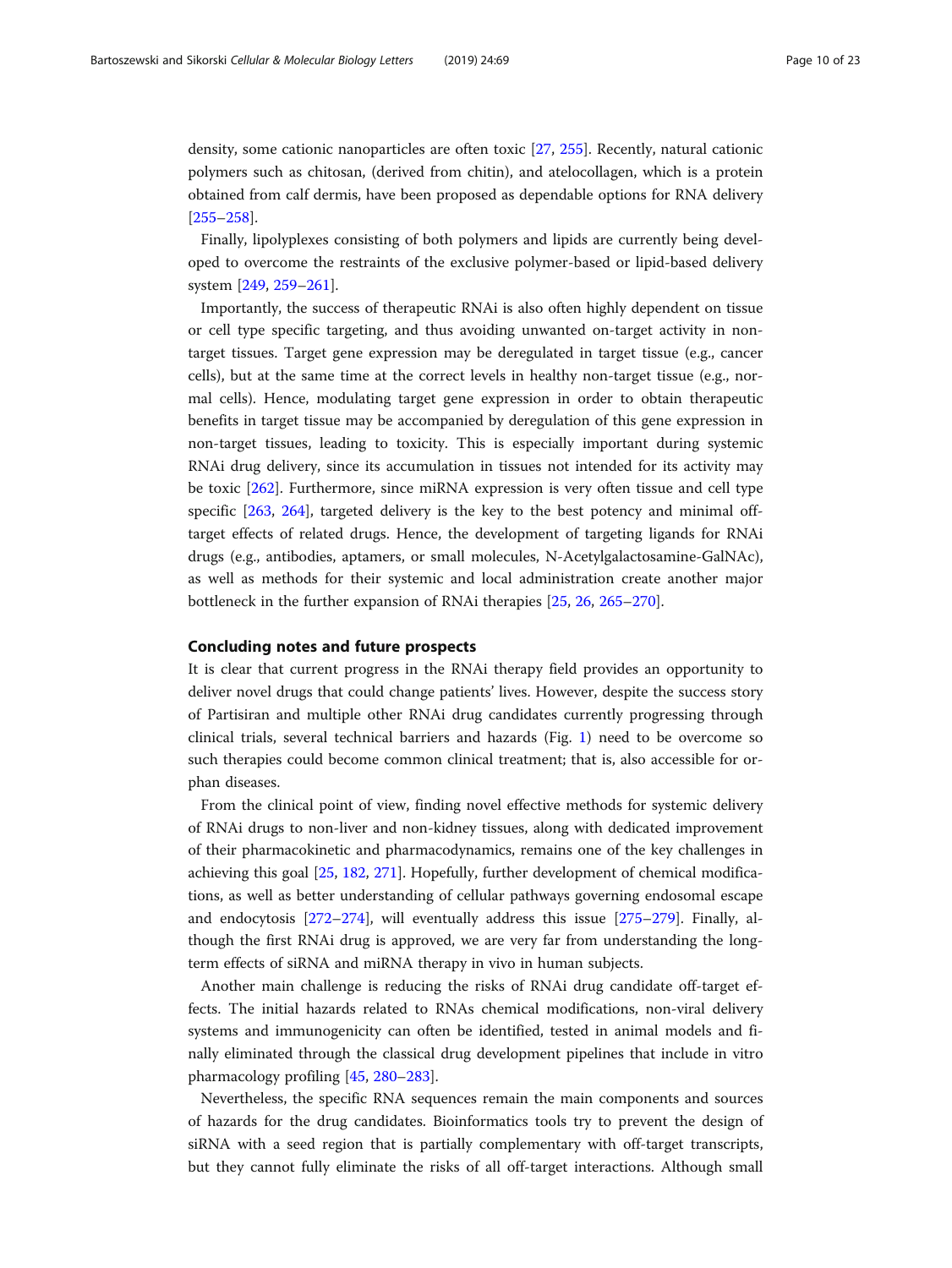density, some cationic nanoparticles are often toxic [27, 255]. Recently, natural cationic polymers such as chitosan, (derived from chitin), and atelocollagen, which is a protein obtained from calf dermis, have been proposed as dependable options for RNA delivery [255–258].

Finally, lipolyplexes consisting of both polymers and lipids are currently being developed to overcome the restraints of the exclusive polymer-based or lipid-based delivery system [249, 259–261].

Importantly, the success of therapeutic RNAi is also often highly dependent on tissue or cell type specific targeting, and thus avoiding unwanted on-target activity in non-target tissues. Target gene expression may be deregulated in target tissue (e.g., cancer cells), but at the same time at the correct levels in healthy non-target tissue (e.g., normal cells). Hence, modulating target gene expression in order to obtain therapeutic benefits in target tissue may be accompanied by deregulation of this gene expression in non-target tissues, leading to toxicity. This is especially important during systemic RNAi drug delivery, since its accumulation in tissues not intended for its activity may be toxic [262]. Furthermore, since miRNA expression is very often tissue and cell type specific [263, 264], targeted delivery is the key to the best potency and minimal off-target effects of related drugs. Hence, the development of targeting ligands for RNAi drugs (e.g., antibodies, aptamers, or small molecules, N-Acetylgalactosamine-GalNAc), as well as methods for their systemic and local administration create another major bottleneck in the further expansion of RNAi therapies [25, 26, 265–270].

## Concluding notes and future prospects

It is clear that current progress in the RNAi therapy field provides an opportunity to deliver novel drugs that could change patients' lives. However, despite the success story of Partisiran and multiple other RNAi drug candidates currently progressing through clinical trials, several technical barriers and hazards (Fig. 1) need to be overcome so such therapies could become common clinical treatment; that is, also accessible for orphan diseases.

From the clinical point of view, finding novel effective methods for systemic delivery of RNAi drugs to non-liver and non-kidney tissues, along with dedicated improvement of their pharmacokinetic and pharmacodynamics, remains one of the key challenges in achieving this goal [25, 182, 271]. Hopefully, further development of chemical modifications, as well as better understanding of cellular pathways governing endosomal escape and endocytosis [272–274], will eventually address this issue [275–279]. Finally, although the first RNAi drug is approved, we are very far from understanding the long-term effects of siRNA and miRNA therapy in vivo in human subjects.

Another main challenge is reducing the risks of RNAi drug candidate off-target effects. The initial hazards related to RNAs chemical modifications, non-viral delivery systems and immunogenicity can often be identified, tested in animal models and finally eliminated through the classical drug development pipelines that include in vitro pharmacology profiling [45, 280–283].

Nevertheless, the specific RNA sequences remain the main components and sources of hazards for the drug candidates. Bioinformatics tools try to prevent the design of siRNA with a seed region that is partially complementary with off-target transcripts, but they cannot fully eliminate the risks of all off-target interactions. Although small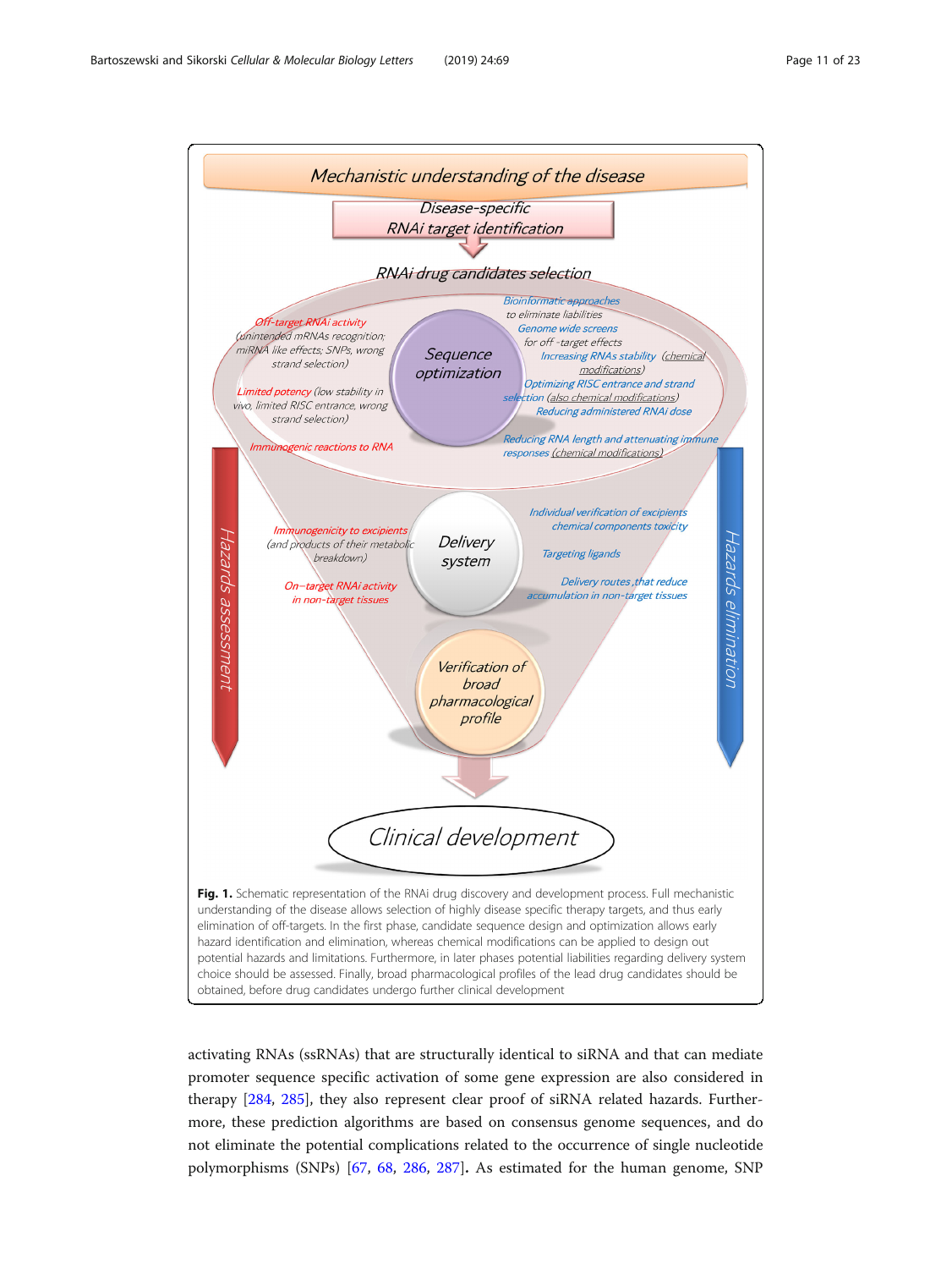**Fig. 1.** Schematic representation of the RNAi drug discovery and development process. Full mechanistic understanding of the disease allows selection of highly disease specific therapy targets, and thus early elimination of off-targets. In the first phase, candidate sequence design and optimization allows early hazard identification and elimination, whereas chemical modifications can be applied to design out potential hazards and limitations. Furthermore, in later phases potential liabilities regarding delivery system choice should be assessed. Finally, broad pharmacological profiles of the lead drug candidates should be obtained, before drug candidates undergo further clinical development

activating RNAs (ssRNAs) that are structurally identical to siRNA and that can mediate promoter sequence specific activation of some gene expression are also considered in therapy [284, 285], they also represent clear proof of siRNA related hazards. Furthermore, these prediction algorithms are based on consensus genome sequences, and do not eliminate the potential complications related to the occurrence of single nucleotide polymorphisms (SNPs) [67, 68, 286, 287]. As estimated for the human genome, SNP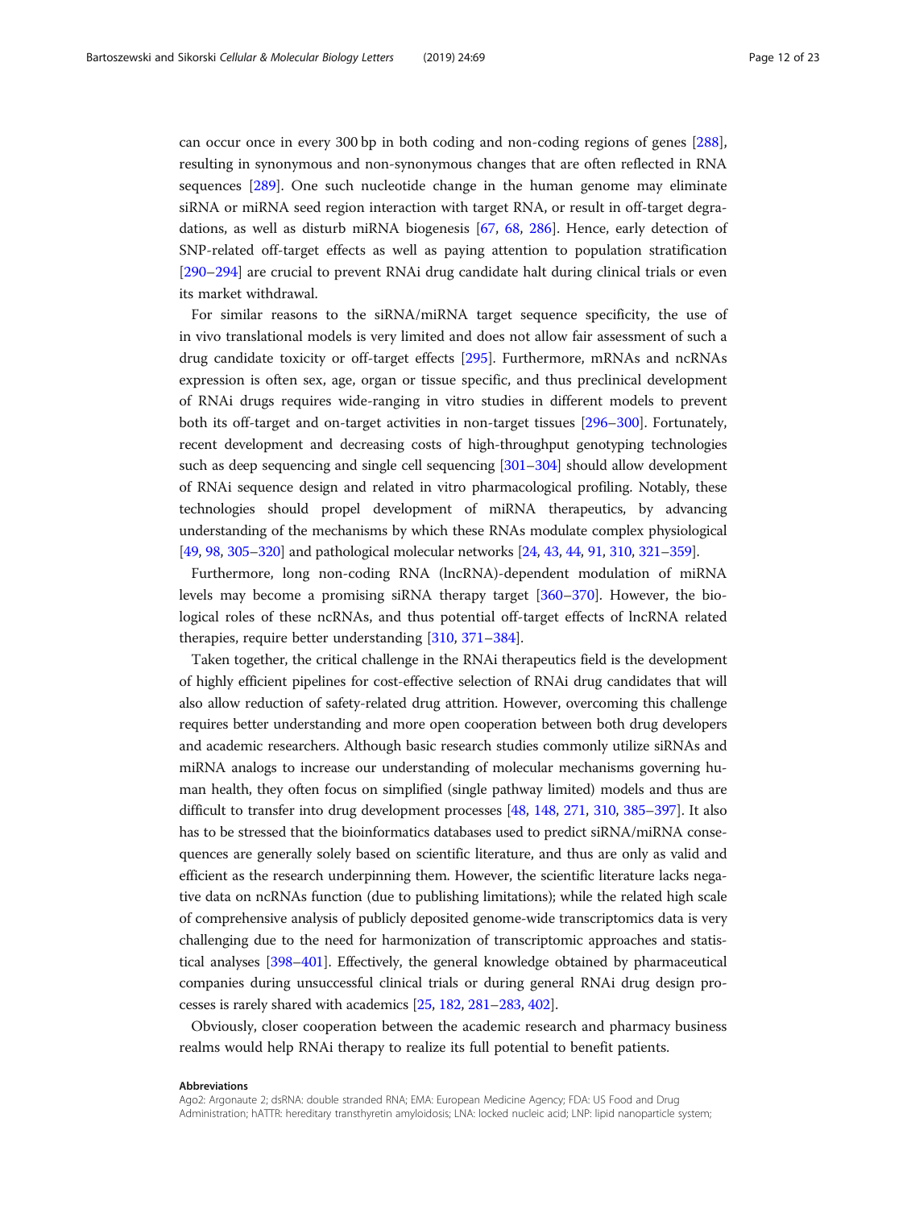can occur once in every 300 bp in both coding and non-coding regions of genes [288], resulting in synonymous and non-synonymous changes that are often reflected in RNA sequences [289]. One such nucleotide change in the human genome may eliminate siRNA or miRNA seed region interaction with target RNA, or result in off-target degradations, as well as disturb miRNA biogenesis [67, 68, 286]. Hence, early detection of SNP-related off-target effects as well as paying attention to population stratification [290–294] are crucial to prevent RNAi drug candidate halt during clinical trials or even its market withdrawal.

For similar reasons to the siRNA/miRNA target sequence specificity, the use of in vivo translational models is very limited and does not allow fair assessment of such a drug candidate toxicity or off-target effects [295]. Furthermore, mRNAs and ncRNAs expression is often sex, age, organ or tissue specific, and thus preclinical development of RNAi drugs requires wide-ranging in vitro studies in different models to prevent both its off-target and on-target activities in non-target tissues [296–300]. Fortunately, recent development and decreasing costs of high-throughput genotyping technologies such as deep sequencing and single cell sequencing [301–304] should allow development of RNAi sequence design and related in vitro pharmacological profiling. Notably, these technologies should propel development of miRNA therapeutics, by advancing understanding of the mechanisms by which these RNAs modulate complex physiological [49, 98, 305–320] and pathological molecular networks [24, 43, 44, 91, 310, 321–359].

Furthermore, long non-coding RNA (lncRNA)-dependent modulation of miRNA levels may become a promising siRNA therapy target [360–370]. However, the biological roles of these ncRNAs, and thus potential off-target effects of lncRNA related therapies, require better understanding [310, 371–384].

Taken together, the critical challenge in the RNAi therapeutics field is the development of highly efficient pipelines for cost-effective selection of RNAi drug candidates that will also allow reduction of safety-related drug attrition. However, overcoming this challenge requires better understanding and more open cooperation between both drug developers and academic researchers. Although basic research studies commonly utilize siRNAs and miRNA analogs to increase our understanding of molecular mechanisms governing human health, they often focus on simplified (single pathway limited) models and thus are difficult to transfer into drug development processes [48, 148, 271, 310, 385–397]. It also has to be stressed that the bioinformatics databases used to predict siRNA/miRNA consequences are generally solely based on scientific literature, and thus are only as valid and efficient as the research underpinning them. However, the scientific literature lacks negative data on ncRNAs function (due to publishing limitations); while the related high scale of comprehensive analysis of publicly deposited genome-wide transcriptomics data is very challenging due to the need for harmonization of transcriptomic approaches and statistical analyses [398–401]. Effectively, the general knowledge obtained by pharmaceutical companies during unsuccessful clinical trials or during general RNAi drug design processes is rarely shared with academics [25, 182, 281–283, 402].

Obviously, closer cooperation between the academic research and pharmacy business realms would help RNAi therapy to realize its full potential to benefit patients.

#### Abbreviations

Ago2: Argonaute 2; dsRNA: double stranded RNA; EMA: European Medicine Agency; FDA: US Food and Drug Administration; hATTR: hereditary transthyretin amyloidosis; LNA: locked nucleic acid; LNP: lipid nanoparticle system;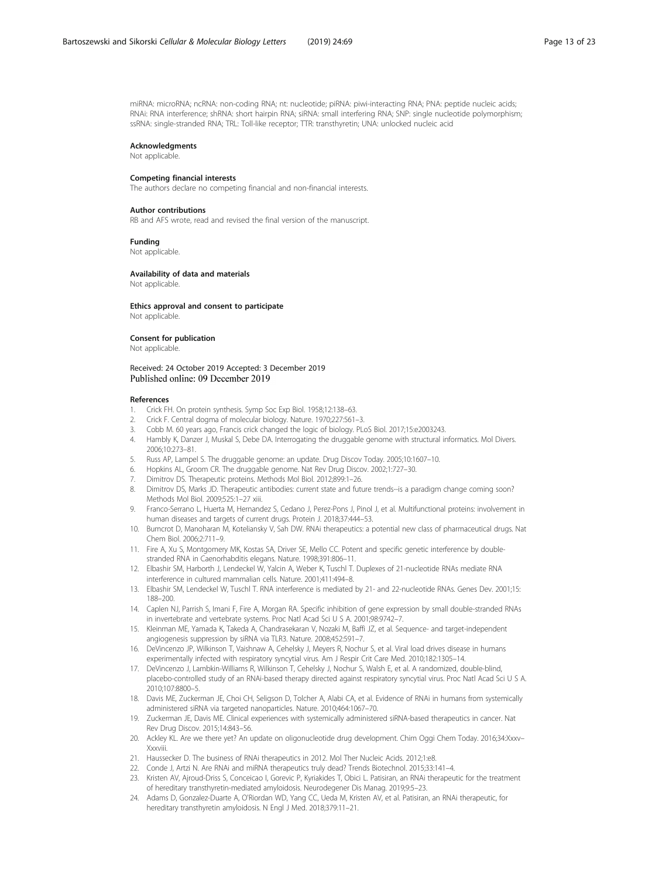miRNA: microRNA; ncRNA: non-coding RNA; nt: nucleotide; piRNA: piwi-interacting RNA; PNA: peptide nucleic acids; RNAi: RNA interference; shRNA: short hairpin RNA; siRNA: small interfering RNA; SNP: single nucleotide polymorphism; ssRNA: single-stranded RNA; TRL: Toll-like receptor; TTR: transthyretin; UNA: unlocked nucleic acid

#### Acknowledgments

Not applicable.

#### Competing financial interests

The authors declare no competing financial and non-financial interests.

#### Author contributions

RB and AFS wrote, read and revised the final version of the manuscript.

#### Funding

Not applicable.

#### Availability of data and materials

Not applicable.

#### Ethics approval and consent to participate

Not applicable.

#### Consent for publication

Not applicable.

Received: 24 October 2019 Accepted: 3 December 2019
Published online: 09 December 2019

#### References

1. Crick FH. On protein synthesis. Symp Soc Exp Biol. 1958;12:138–63.
2. Crick F. Central dogma of molecular biology. Nature. 1970;227:561–3.
3. Cobb M. 60 years ago, Francis crick changed the logic of biology. PLoS Biol. 2017;15:e2003243.
4. Hambly K, Danzer J, Muskal S, Debe DA. Interrogating the druggable genome with structural informatics. Mol Divers. 2006;10:273–81.
5. Russ AP, Lampel S. The druggable genome: an update. Drug Discov Today. 2005;10:1607–10.
6. Hopkins AL, Groom CR. The druggable genome. Nat Rev Drug Discov. 2002;1:727–30.
7. Dimitrov DS. Therapeutic proteins. Methods Mol Biol. 2012;899:1–26.
8. Dimitrov DS, Marks JD. Therapeutic antibodies: current state and future trends--is a paradigm change coming soon? Methods Mol Biol. 2009;525:1–27 xiii.
9. Franco-Serrano L, Huerta M, Hernandez S, Cedano J, Perez-Pons J, Pinol J, et al. Multifunctional proteins: involvement in human diseases and targets of current drugs. Protein J. 2018;37:444–53.
10. Bumcrot D, Manoharan M, Koteliansky V, Sah DW. RNAi therapeutics: a potential new class of pharmaceutical drugs. Nat Chem Biol. 2006;2:711–9.
11. Fire A, Xu S, Montgomery MK, Kostas SA, Driver SE, Mello CC. Potent and specific genetic interference by double-stranded RNA in Caenorhabditis elegans. Nature. 1998;391:806–11.
12. Elbashir SM, Harborth J, Lendeckel W, Yalcin A, Weber K, Tuschl T. Duplexes of 21-nucleotide RNAs mediate RNA interference in cultured mammalian cells. Nature. 2001;411:494–8.
13. Elbashir SM, Lendeckel W, Tuschl T. RNA interference is mediated by 21- and 22-nucleotide RNAs. Genes Dev. 2001;15:188–200.
14. Caplen NJ, Parrish S, Imani F, Fire A, Morgan RA. Specific inhibition of gene expression by small double-stranded RNAs in invertebrate and vertebrate systems. Proc Natl Acad Sci U S A. 2001;98:9742–7.
15. Kleinman ME, Yamada K, Takeda A, Chandrasekaran V, Nozaki M, Baffi JZ, et al. Sequence- and target-independent angiogenesis suppression by siRNA via TLR3. Nature. 2008;452:591–7.
16. DeVincenzo JP, Wilkinson T, Vaishnaw A, Cehelsky J, Meyers R, Nochur S, et al. Viral load drives disease in humans experimentally infected with respiratory syncytial virus. Am J Respir Crit Care Med. 2010;182:1305–14.
17. DeVincenzo J, Lambkin-Williams R, Wilkinson T, Cehelsky J, Nochur S, Walsh E, et al. A randomized, double-blind, placebo-controlled study of an RNAi-based therapy directed against respiratory syncytial virus. Proc Natl Acad Sci U S A. 2010;107:8800–5.
18. Davis ME, Zuckerman JE, Choi CH, Seligson D, Tolcher A, Alabi CA, et al. Evidence of RNAi in humans from systemically administered siRNA via targeted nanoparticles. Nature. 2010;464:1067–70.
19. Zuckerman JE, Davis ME. Clinical experiences with systemically administered siRNA-based therapeutics in cancer. Nat Rev Drug Discov. 2015;14:843–56.
20. Ackley KL. Are we there yet? An update on oligonucleotide drug development. Chim Oggi Chem Today. 2016;34:Xxxv–Xxxviii.
21. Haussecker D. The business of RNAi therapeutics in 2012. Mol Ther Nucleic Acids. 2012;1:e8.
22. Conde J, Artzi N. Are RNAi and miRNA therapeutics truly dead? Trends Biotechnol. 2015;33:141–4.
23. Kristen AV, Ajroud-Driss S, Conceicao I, Gorevic P, Kyriakides T, Obici L. Patisiran, an RNAi therapeutic for the treatment of hereditary transthyretin-mediated amyloidosis. Neurodegener Dis Manag. 2019;9:5–23.
24. Adams D, Gonzalez-Duarte A, O'Riordan WD, Yang CC, Ueda M, Kristen AV, et al. Patisiran, an RNAi therapeutic, for hereditary transthyretin amyloidosis. N Engl J Med. 2018;379:11–21.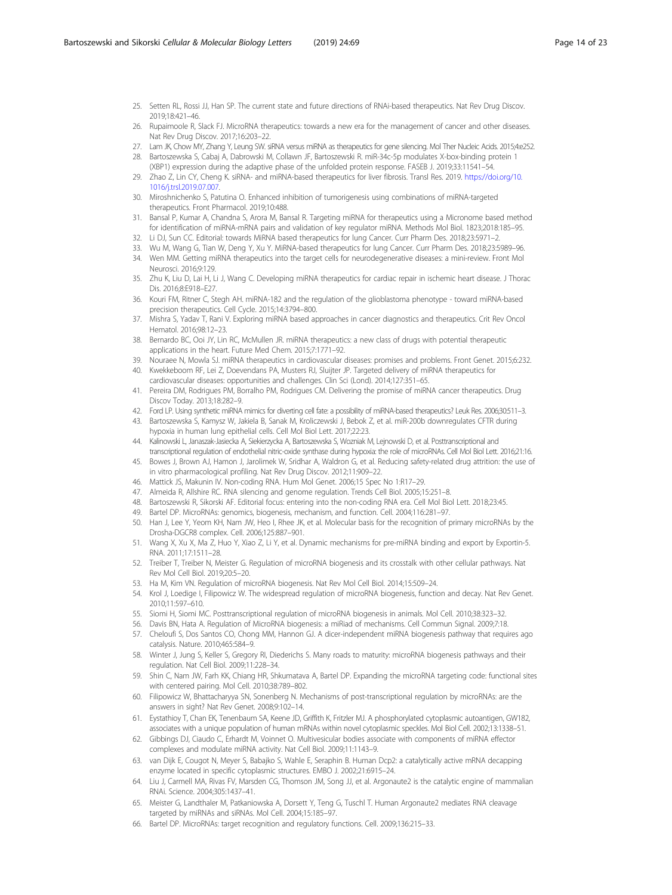25. Setten RL, Rossi JJ, Han SP. The current state and future directions of RNAi-based therapeutics. Nat Rev Drug Discov. 2019;18:421–46.
26. Rupaimoole R, Slack FJ. MicroRNA therapeutics: towards a new era for the management of cancer and other diseases. Nat Rev Drug Discov. 2017;16:203–22.
27. Lam JK, Chow MY, Zhang Y, Leung SW. siRNA versus miRNA as therapeutics for gene silencing. Mol Ther Nucleic Acids. 2015;4:e252.
28. Bartoszewska S, Cabaj A, Dabrowski M, Collawn JF, Bartoszewski R. miR-34c-5p modulates X-box-binding protein 1 (XBP1) expression during the adaptive phase of the unfolded protein response. FASEB J. 2019;33:11541–54.
29. Zhao Z, Lin CY, Cheng K. siRNA- and miRNA-based therapeutics for liver fibrosis. Transl Res. 2019. https://doi.org/10.1016/j.trsl.2019.07.007.
30. Miroshnichenko S, Patutina O. Enhanced inhibition of tumorigenesis using combinations of miRNA-targeted therapeutics. Front Pharmacol. 2019;10:488.
31. Bansal P, Kumar A, Chandna S, Arora M, Bansal R. Targeting miRNA for therapeutics using a Micronome based method for identification of miRNA-mRNA pairs and validation of key regulator miRNA. Methods Mol Biol. 1823;2018:185–95.
32. Li DJ, Sun CC. Editorial: towards MiRNA based therapeutics for lung Cancer. Curr Pharm Des. 2018;23:5971–2.
33. Wu M, Wang G, Tian W, Deng Y, Xu Y. MiRNA-based therapeutics for lung Cancer. Curr Pharm Des. 2018;23:5989–96.
34. Wen MM. Getting miRNA therapeutics into the target cells for neurodegenerative diseases: a mini-review. Front Mol Neurosci. 2016;9:129.
35. Zhu K, Liu D, Lai H, Li J, Wang C. Developing miRNA therapeutics for cardiac repair in ischemic heart disease. J Thorac Dis. 2016;8:E918–E27.
36. Kouri FM, Ritner C, Stegh AH. miRNA-182 and the regulation of the glioblastoma phenotype - toward miRNA-based precision therapeutics. Cell Cycle. 2015;14:3794–800.
37. Mishra S, Yadav T, Rani V. Exploring miRNA based approaches in cancer diagnostics and therapeutics. Crit Rev Oncol Hematol. 2016;98:12–23.
38. Bernardo BC, Ooi JY, Lin RC, McMullen JR. miRNA therapeutics: a new class of drugs with potential therapeutic applications in the heart. Future Med Chem. 2015;7:1771–92.
39. Nouraee N, Mowla SJ. miRNA therapeutics in cardiovascular diseases: promises and problems. Front Genet. 2015;6:232.
40. Kwekkeboom RF, Lei Z, Doevendans PA, Musters RJ, Sluijter JP. Targeted delivery of miRNA therapeutics for cardiovascular diseases: opportunities and challenges. Clin Sci (Lond). 2014;127:351–65.
41. Pereira DM, Rodrigues PM, Borralho PM, Rodrigues CM. Delivering the promise of miRNA cancer therapeutics. Drug Discov Today. 2013;18:282–9.
42. Ford LP. Using synthetic miRNA mimics for diverting cell fate: a possibility of miRNA-based therapeutics? Leuk Res. 2006;30:511–3.
43. Bartoszewska S, Kamysz W, Jakiela B, Sanak M, Kroliczewski J, Bebok Z, et al. miR-200b downregulates CFTR during hypoxia in human lung epithelial cells. Cell Mol Biol Lett. 2017;22:23.
44. Kalinowski L, Janaszak-Jasiecka A, Siekierzycka A, Bartoszewska S, Wozniak M, Lejnowski D, et al. Posttranscriptional and transcriptional regulation of endothelial nitric-oxide synthase during hypoxia: the role of microRNAs. Cell Mol Biol Lett. 2016;21:16.
45. Bowes J, Brown AJ, Hamon J, Jarolimek W, Sridhar A, Waldron G, et al. Reducing safety-related drug attrition: the use of in vitro pharmacological profiling. Nat Rev Drug Discov. 2012;11:909–22.
46. Mattick JS, Makunin IV. Non-coding RNA. Hum Mol Genet. 2006;15 Spec No 1:R17–29.
47. Almeida R, Allshire RC. RNA silencing and genome regulation. Trends Cell Biol. 2005;15:251–8.
48. Bartoszewski R, Sikorski AF. Editorial focus: entering into the non-coding RNA era. Cell Mol Biol Lett. 2018;23:45.
49. Bartel DP. MicroRNAs: genomics, biogenesis, mechanism, and function. Cell. 2004;116:281–97.
50. Han J, Lee Y, Yeom KH, Nam JW, Heo I, Rhee JK, et al. Molecular basis for the recognition of primary microRNAs by the Drosha-DGCR8 complex. Cell. 2006;125:887–901.
51. Wang X, Xu X, Ma Z, Huo Y, Xiao Z, Li Y, et al. Dynamic mechanisms for pre-miRNA binding and export by Exportin-5. RNA. 2011;17:1511–28.
52. Treiber T, Treiber N, Meister G. Regulation of microRNA biogenesis and its crosstalk with other cellular pathways. Nat Rev Mol Cell Biol. 2019;20:5–20.
53. Ha M, Kim VN. Regulation of microRNA biogenesis. Nat Rev Mol Cell Biol. 2014;15:509–24.
54. Krol J, Loedige I, Filipowicz W. The widespread regulation of microRNA biogenesis, function and decay. Nat Rev Genet. 2010;11:597–610.
55. Siomi H, Siomi MC. Posttranscriptional regulation of microRNA biogenesis in animals. Mol Cell. 2010;38:323–32.
56. Davis BN, Hata A. Regulation of MicroRNA biogenesis: a miRiad of mechanisms. Cell Commun Signal. 2009;7:18.
57. Cheloufi S, Dos Santos CO, Chong MM, Hannon GJ. A dicer-independent miRNA biogenesis pathway that requires ago catalysis. Nature. 2010;465:584–9.
58. Winter J, Jung S, Keller S, Gregory RI, Diederichs S. Many roads to maturity: microRNA biogenesis pathways and their regulation. Nat Cell Biol. 2009;11:228–34.
59. Shin C, Nam JW, Farh KK, Chiang HR, Shkumatava A, Bartel DP. Expanding the microRNA targeting code: functional sites with centered pairing. Mol Cell. 2010;38:789–802.
60. Filipowicz W, Bhattacharyya SN, Sonenberg N. Mechanisms of post-transcriptional regulation by microRNAs: are the answers in sight? Nat Rev Genet. 2008;9:102–14.
61. Eystathioy T, Chan EK, Tenenbaum SA, Keene JD, Griffith K, Fritzler MJ. A phosphorylated cytoplasmic autoantigen, GW182, associates with a unique population of human mRNAs within novel cytoplasmic speckles. Mol Biol Cell. 2002;13:1338–51.
62. Gibbings DJ, Ciaudo C, Erhardt M, Voinnet O. Multivesicular bodies associate with components of miRNA effector complexes and modulate miRNA activity. Nat Cell Biol. 2009;11:1143–9.
63. van Dijk E, Cougot N, Meyer S, Babajko S, Wahle E, Seraphin B. Human Dcp2: a catalytically active mRNA decapping enzyme located in specific cytoplasmic structures. EMBO J. 2002;21:6915–24.
64. Liu J, Carmell MA, Rivas FV, Marsden CG, Thomson JM, Song JJ, et al. Argonaute2 is the catalytic engine of mammalian RNAi. Science. 2004;305:1437–41.
65. Meister G, Landthaler M, Patkaniowska A, Dorsett Y, Teng G, Tuschl T. Human Argonaute2 mediates RNA cleavage targeted by miRNAs and siRNAs. Mol Cell. 2004;15:185–97.
66. Bartel DP. MicroRNAs: target recognition and regulatory functions. Cell. 2009;136:215–33.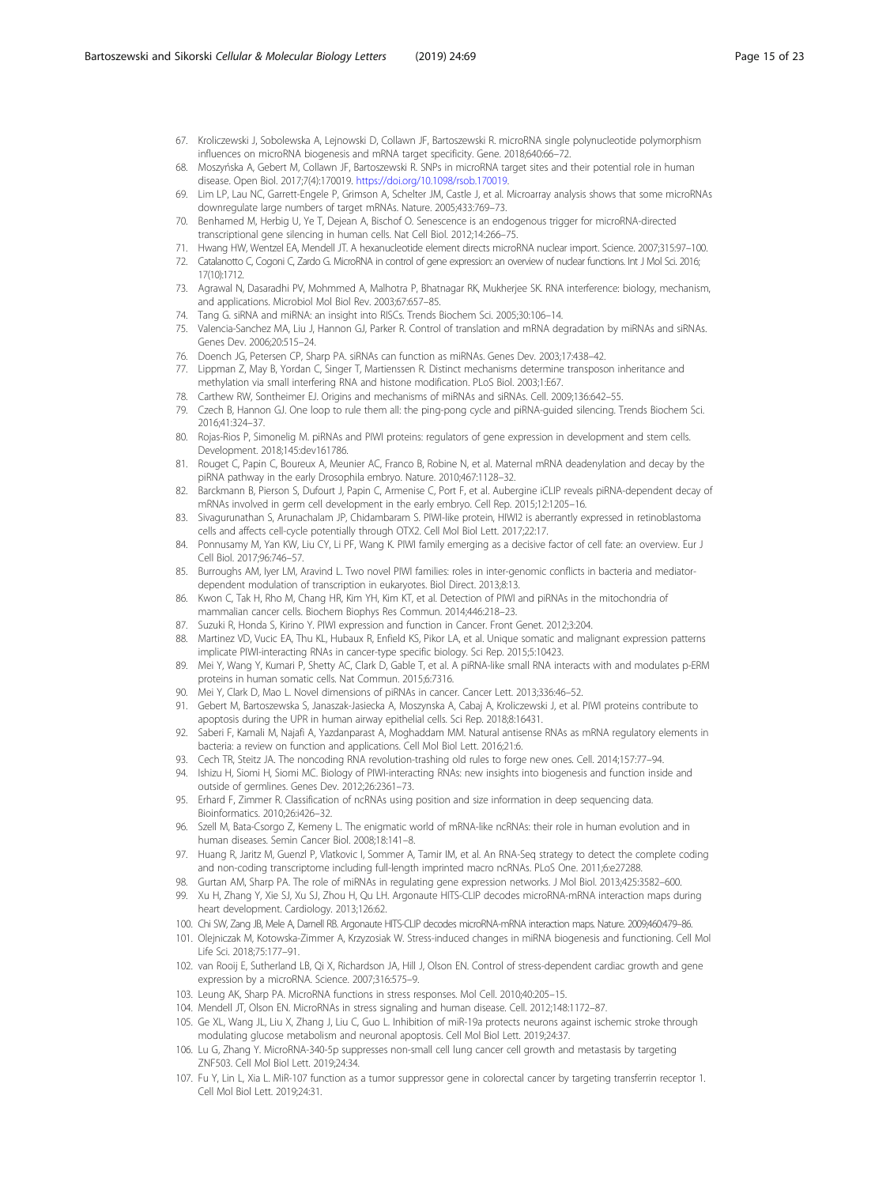67. Kroliczewski J, Sobolewska A, Lejnowski D, Collawn JF, Bartoszewski R. microRNA single polynucleotide polymorphism influences on microRNA biogenesis and mRNA target specificity. Gene. 2018;640:66–72.
68. Moszyńska A, Gebert M, Collawn JF, Bartoszewski R. SNPs in microRNA target sites and their potential role in human disease. Open Biol. 2017;7(4):170019. https://doi.org/10.1098/rsob.170019.
69. Lim LP, Lau NC, Garrett-Engele P, Grimson A, Schelter JM, Castle J, et al. Microarray analysis shows that some microRNAs downregulate large numbers of target mRNAs. Nature. 2005;433:769–73.
70. Benhamed M, Herbig U, Ye T, Dejean A, Bischof O. Senescence is an endogenous trigger for microRNA-directed transcriptional gene silencing in human cells. Nat Cell Biol. 2012;14:266–75.
71. Hwang HW, Wentzel EA, Mendell JT. A hexanucleotide element directs microRNA nuclear import. Science. 2007;315:97–100.
72. Catalanotto C, Cogoni C, Zardo G. MicroRNA in control of gene expression: an overview of nuclear functions. Int J Mol Sci. 2016;17(10):1712.
73. Agrawal N, Dasaradhi PV, Mohmmed A, Malhotra P, Bhatnagar RK, Mukherjee SK. RNA interference: biology, mechanism, and applications. Microbiol Mol Biol Rev. 2003;67:657–85.
74. Tang G. siRNA and miRNA: an insight into RISCs. Trends Biochem Sci. 2005;30:106–14.
75. Valencia-Sanchez MA, Liu J, Hannon GJ, Parker R. Control of translation and mRNA degradation by miRNAs and siRNAs. Genes Dev. 2006;20:515–24.
76. Doench JG, Petersen CP, Sharp PA. siRNAs can function as miRNAs. Genes Dev. 2003;17:438–42.
77. Lippman Z, May B, Yordan C, Singer T, Martienssen R. Distinct mechanisms determine transposon inheritance and methylation via small interfering RNA and histone modification. PLoS Biol. 2003;1:E67.
78. Carthew RW, Sontheimer EJ. Origins and mechanisms of miRNAs and siRNAs. Cell. 2009;136:642–55.
79. Czech B, Hannon GJ. One loop to rule them all: the ping-pong cycle and piRNA-guided silencing. Trends Biochem Sci. 2016;41:324–37.
80. Rojas-Rios P, Simonelig M. piRNAs and PIWI proteins: regulators of gene expression in development and stem cells. Development. 2018;145:dev161786.
81. Rouget C, Papin C, Boureux A, Meunier AC, Franco B, Robine N, et al. Maternal mRNA deadenylation and decay by the piRNA pathway in the early Drosophila embryo. Nature. 2010;467:1128–32.
82. Barckmann B, Pierson S, Dufourt J, Papin C, Armenise C, Port F, et al. Aubergine iCLIP reveals piRNA-dependent decay of mRNAs involved in germ cell development in the early embryo. Cell Rep. 2015;12:1205–16.
83. Sivagurunathan S, Arunachalam JP, Chidambaram S. PIWI-like protein, HIWI2 is aberrantly expressed in retinoblastoma cells and affects cell-cycle potentially through OTX2. Cell Mol Biol Lett. 2017;22:17.
84. Ponnusamy M, Yan KW, Liu CY, Li PF, Wang K. PIWI family emerging as a decisive factor of cell fate: an overview. Eur J Cell Biol. 2017;96:746–57.
85. Burroughs AM, Iyer LM, Aravind L. Two novel PIWI families: roles in inter-genomic conflicts in bacteria and mediator-dependent modulation of transcription in eukaryotes. Biol Direct. 2013;8:13.
86. Kwon C, Tak H, Rho M, Chang HR, Kim YH, Kim KT, et al. Detection of PIWI and piRNAs in the mitochondria of mammalian cancer cells. Biochem Biophys Res Commun. 2014;446:218–23.
87. Suzuki R, Honda S, Kirino Y. PIWI expression and function in Cancer. Front Genet. 2012;3:204.
88. Martinez VD, Vucic EA, Thu KL, Hubaux R, Enfield KS, Pikor LA, et al. Unique somatic and malignant expression patterns implicate PIWI-interacting RNAs in cancer-type specific biology. Sci Rep. 2015;5:10423.
89. Mei Y, Wang Y, Kumari P, Shetty AC, Clark D, Gable T, et al. A piRNA-like small RNA interacts with and modulates p-ERM proteins in human somatic cells. Nat Commun. 2015;6:7316.
90. Mei Y, Clark D, Mao L. Novel dimensions of piRNAs in cancer. Cancer Lett. 2013;336:46–52.
91. Gebert M, Bartoszewska S, Janaszak-Jasiecka A, Moszynska A, Cabaj A, Kroliczewski J, et al. PIWI proteins contribute to apoptosis during the UPR in human airway epithelial cells. Sci Rep. 2018;8:16431.
92. Saberi F, Kamali M, Najafi A, Yazdanparast A, Moghaddam MM. Natural antisense RNAs as mRNA regulatory elements in bacteria: a review on function and applications. Cell Mol Biol Lett. 2016;21:6.
93. Cech TR, Steitz JA. The noncoding RNA revolution-trashing old rules to forge new ones. Cell. 2014;157:77–94.
94. Ishizu H, Siomi H, Siomi MC. Biology of PIWI-interacting RNAs: new insights into biogenesis and function inside and outside of germlines. Genes Dev. 2012;26:2361–73.
95. Erhard F, Zimmer R. Classification of ncRNAs using position and size information in deep sequencing data. Bioinformatics. 2010;26:i426–32.
96. Szell M, Bata-Csorgo Z, Kemeny L. The enigmatic world of mRNA-like ncRNAs: their role in human evolution and in human diseases. Semin Cancer Biol. 2008;18:141–8.
97. Huang R, Jaritz M, Guenzl P, Vlatkovic I, Sommer A, Tamir IM, et al. An RNA-Seq strategy to detect the complete coding and non-coding transcriptome including full-length imprinted macro ncRNAs. PLoS One. 2011;6:e27288.
98. Gurtan AM, Sharp PA. The role of miRNAs in regulating gene expression networks. J Mol Biol. 2013;425:3582–600.
99. Xu H, Zhang Y, Xie SJ, Xu SJ, Zhou H, Qu LH. Argonaute HITS-CLIP decodes microRNA-mRNA interaction maps during heart development. Cardiology. 2013;126:62.
100. Chi SW, Zang JB, Mele A, Darnell RB. Argonaute HITS-CLIP decodes microRNA-mRNA interaction maps. Nature. 2009;460:479–86.
101. Olejniczak M, Kotowska-Zimmer A, Krzyzosiak W. Stress-induced changes in miRNA biogenesis and functioning. Cell Mol Life Sci. 2018;75:177–91.
102. van Rooij E, Sutherland LB, Qi X, Richardson JA, Hill J, Olson EN. Control of stress-dependent cardiac growth and gene expression by a microRNA. Science. 2007;316:575–9.
103. Leung AK, Sharp PA. MicroRNA functions in stress responses. Mol Cell. 2010;40:205–15.
104. Mendell JT, Olson EN. MicroRNAs in stress signaling and human disease. Cell. 2012;148:1172–87.
105. Ge XL, Wang JL, Liu X, Zhang J, Liu C, Guo L. Inhibition of miR-19a protects neurons against ischemic stroke through modulating glucose metabolism and neuronal apoptosis. Cell Mol Biol Lett. 2019;24:37.
106. Lu G, Zhang Y. MicroRNA-340-5p suppresses non-small cell lung cancer cell growth and metastasis by targeting ZNF503. Cell Mol Biol Lett. 2019;24:34.
107. Fu Y, Lin L, Xia L. MiR-107 function as a tumor suppressor gene in colorectal cancer by targeting transferrin receptor 1. Cell Mol Biol Lett. 2019;24:31.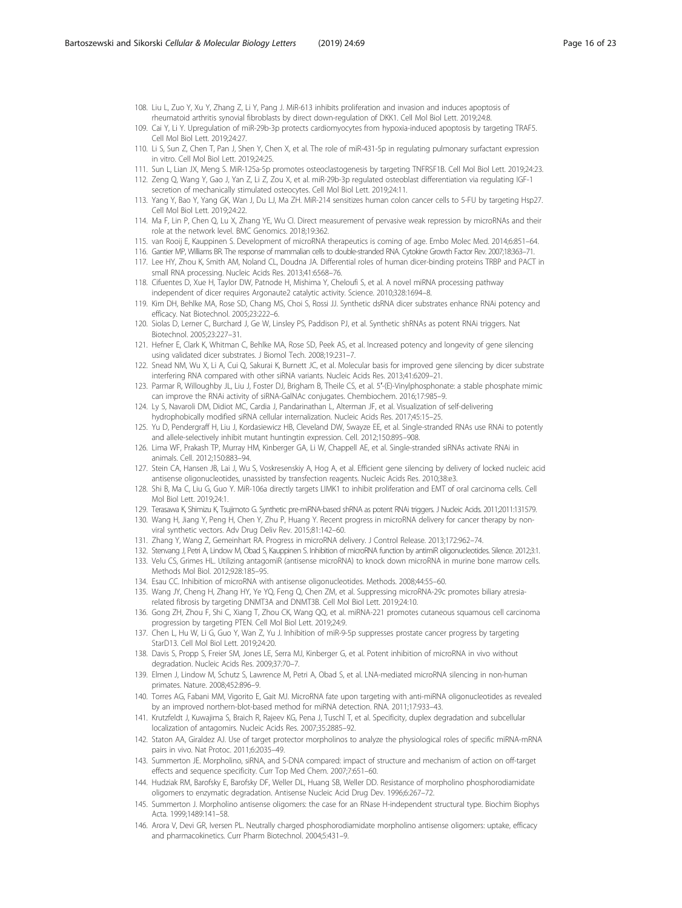108. Liu L, Zuo Y, Xu Y, Zhang Z, Li Y, Pang J. MiR-613 inhibits proliferation and invasion and induces apoptosis of rheumatoid arthritis synovial fibroblasts by direct down-regulation of DKK1. Cell Mol Biol Lett. 2019;24:8.
109. Cai Y, Li Y. Upregulation of miR-29b-3p protects cardiomyocytes from hypoxia-induced apoptosis by targeting TRAF5. Cell Mol Biol Lett. 2019;24:27.
110. Li S, Sun Z, Chen T, Pan J, Shen Y, Chen X, et al. The role of miR-431-5p in regulating pulmonary surfactant expression in vitro. Cell Mol Biol Lett. 2019;24:25.
111. Sun L, Lian JX, Meng S. MiR-125a-5p promotes osteoclastogenesis by targeting TNFRSF1B. Cell Mol Biol Lett. 2019;24:23.
112. Zeng Q, Wang Y, Gao J, Yan Z, Li Z, Zou X, et al. miR-29b-3p regulated osteoblast differentiation via regulating IGF-1 secretion of mechanically stimulated osteocytes. Cell Mol Biol Lett. 2019;24:11.
113. Yang Y, Bao Y, Yang GK, Wan J, Du LJ, Ma ZH. MiR-214 sensitizes human colon cancer cells to 5-FU by targeting Hsp27. Cell Mol Biol Lett. 2019;24:22.
114. Ma F, Lin P, Chen Q, Lu X, Zhang YE, Wu CI. Direct measurement of pervasive weak repression by microRNAs and their role at the network level. BMC Genomics. 2018;19:362.
115. van Rooij E, Kauppinen S. Development of microRNA therapeutics is coming of age. Embo Molec Med. 2014;6:851–64.
116. Gantier MP, Williams BR. The response of mammalian cells to double-stranded RNA. Cytokine Growth Factor Rev. 2007;18:363–71.
117. Lee HY, Zhou K, Smith AM, Noland CL, Doudna JA. Differential roles of human dicer-binding proteins TRBP and PACT in small RNA processing. Nucleic Acids Res. 2013;41:6568–76.
118. Cifuentes D, Xue H, Taylor DW, Patnode H, Mishima Y, Cheloufi S, et al. A novel miRNA processing pathway independent of dicer requires Argonaute2 catalytic activity. Science. 2010;328:1694–8.
119. Kim DH, Behlke MA, Rose SD, Chang MS, Choi S, Rossi JJ. Synthetic dsRNA dicer substrates enhance RNAi potency and efficacy. Nat Biotechnol. 2005;23:222–6.
120. Siolas D, Lerner C, Burchard J, Ge W, Linsley PS, Paddison PJ, et al. Synthetic shRNAs as potent RNAi triggers. Nat Biotechnol. 2005;23:227–31.
121. Hefner E, Clark K, Whitman C, Behlke MA, Rose SD, Peek AS, et al. Increased potency and longevity of gene silencing using validated dicer substrates. J Biomol Tech. 2008;19:231–7.
122. Snead NM, Wu X, Li A, Cui Q, Sakurai K, Burnett JC, et al. Molecular basis for improved gene silencing by dicer substrate interfering RNA compared with other siRNA variants. Nucleic Acids Res. 2013;41:6209–21.
123. Parmar R, Willoughby JL, Liu J, Foster DJ, Brigham B, Theile CS, et al. 5'-(E)-Vinylphosphonate: a stable phosphate mimic can improve the RNAi activity of siRNA-GalNAc conjugates. Chembiochem. 2016;17:985–9.
124. Ly S, Navaroli DM, Didiot MC, Cardia J, Pandarinathan L, Alterman JF, et al. Visualization of self-delivering hydrophobically modified siRNA cellular internalization. Nucleic Acids Res. 2017;45:15–25.
125. Yu D, Pendergraff H, Liu J, Kordasiewicz HB, Cleveland DW, Swayze EE, et al. Single-stranded RNAs use RNAi to potently and allele-selectively inhibit mutant huntingtin expression. Cell. 2012;150:895–908.
126. Lima WF, Prakash TP, Murray HM, Kinberger GA, Li W, Chappell AE, et al. Single-stranded siRNAs activate RNAi in animals. Cell. 2012;150:883–94.
127. Stein CA, Hansen JB, Lai J, Wu S, Voskresenskiy A, Hog A, et al. Efficient gene silencing by delivery of locked nucleic acid antisense oligonucleotides, unassisted by transfection reagents. Nucleic Acids Res. 2010;38:e3.
128. Shi B, Ma C, Liu G, Guo Y. MiR-106a directly targets LIMK1 to inhibit proliferation and EMT of oral carcinoma cells. Cell Mol Biol Lett. 2019;24:1.
129. Terasawa K, Shimizu K, Tsujimoto G. Synthetic pre-miRNA-based shRNA as potent RNAi triggers. J Nucleic Acids. 2011;2011:131579.
130. Wang H, Jiang Y, Peng H, Chen Y, Zhu P, Huang Y. Recent progress in microRNA delivery for cancer therapy by non-viral synthetic vectors. Adv Drug Deliv Rev. 2015;81:142–60.
131. Zhang Y, Wang Z, Gemeinhart RA. Progress in microRNA delivery. J Control Release. 2013;172:962–74.
132. Stenvang J, Petri A, Lindow M, Obad S, Kauppinen S. Inhibition of microRNA function by antimiR oligonucleotides. Silence. 2012;3:1.
133. Velu CS, Grimes HL. Utilizing antagomiR (antisense microRNA) to knock down microRNA in murine bone marrow cells. Methods Mol Biol. 2012;928:185–95.
134. Esau CC. Inhibition of microRNA with antisense oligonucleotides. Methods. 2008;44:55–60.
135. Wang JY, Cheng H, Zhang HY, Ye YQ, Feng Q, Chen ZM, et al. Suppressing microRNA-29c promotes biliary atresia-related fibrosis by targeting DNMT3A and DNMT3B. Cell Mol Biol Lett. 2019;24:10.
136. Gong ZH, Zhou F, Shi C, Xiang T, Zhou CK, Wang QQ, et al. miRNA-221 promotes cutaneous squamous cell carcinoma progression by targeting PTEN. Cell Mol Biol Lett. 2019;24:9.
137. Chen L, Hu W, Li G, Guo Y, Wan Z, Yu J. Inhibition of miR-9-5p suppresses prostate cancer progress by targeting StarD13. Cell Mol Biol Lett. 2019;24:20.
138. Davis S, Propp S, Freier SM, Jones LE, Serra MJ, Kinberger G, et al. Potent inhibition of microRNA in vivo without degradation. Nucleic Acids Res. 2009;37:70–7.
139. Elmen J, Lindow M, Schutz S, Lawrence M, Petri A, Obad S, et al. LNA-mediated microRNA silencing in non-human primates. Nature. 2008;452:896–9.
140. Torres AG, Fabani MM, Vigorito E, Gait MJ. MicroRNA fate upon targeting with anti-miRNA oligonucleotides as revealed by an improved northern-blot-based method for miRNA detection. RNA. 2011;17:933–43.
141. Krutzfeldt J, Kuwajima S, Braich R, Rajeev KG, Pena J, Tuschl T, et al. Specificity, duplex degradation and subcellular localization of antagomirs. Nucleic Acids Res. 2007;35:2885–92.
142. Staton AA, Giraldez AJ. Use of target protector morpholinos to analyze the physiological roles of specific miRNA-mRNA pairs in vivo. Nat Protoc. 2011;6:2035–49.
143. Summerton JE. Morpholino, siRNA, and S-DNA compared: impact of structure and mechanism of action on off-target effects and sequence specificity. Curr Top Med Chem. 2007;7:651–60.
144. Hudziak RM, Barofsky E, Barofsky DF, Weller DL, Huang SB, Weller DD. Resistance of morpholino phosphorodiamidate oligomers to enzymatic degradation. Antisense Nucleic Acid Drug Dev. 1996;6:267–72.
145. Summerton J. Morpholino antisense oligomers: the case for an RNase H-independent structural type. Biochim Biophys Acta. 1999;1489:141–58.
146. Arora V, Devi GR, Iversen PL. Neutrally charged phosphorodiamidate morpholino antisense oligomers: uptake, efficacy and pharmacokinetics. Curr Pharm Biotechnol. 2004;5:431–9.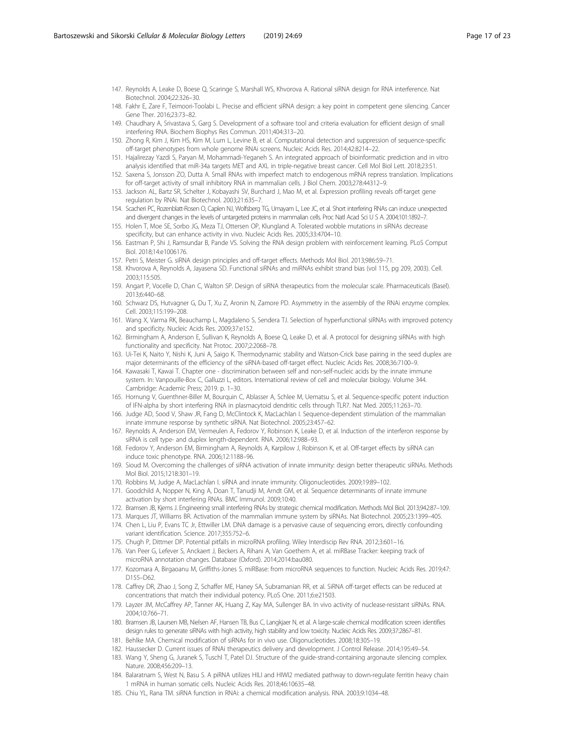147. Reynolds A, Leake D, Boese Q, Scaringe S, Marshall WS, Khvorova A. Rational siRNA design for RNA interference. Nat Biotechnol. 2004;22:326–30.
148. Fakhr E, Zare F, Teimoori-Toolabi L. Precise and efficient siRNA design: a key point in competent gene silencing. Cancer Gene Ther. 2016;23:73–82.
149. Chaudhary A, Srivastava S, Garg S. Development of a software tool and criteria evaluation for efficient design of small interfering RNA. Biochem Biophys Res Commun. 2011;404:313–20.
150. Zhong R, Kim J, Kim HS, Kim M, Lum L, Levine B, et al. Computational detection and suppression of sequence-specific off-target phenotypes from whole genome RNAi screens. Nucleic Acids Res. 2014;42:8214–22.
151. Hajalirezay Yazdi S, Paryan M, Mohammadi-Yeganeh S. An integrated approach of bioinformatic prediction and in vitro analysis identified that miR-34a targets MET and AXL in triple-negative breast cancer. Cell Mol Biol Lett. 2018;23:51.
152. Saxena S, Jonsson ZO, Dutta A. Small RNAs with imperfect match to endogenous mRNA repress translation. Implications for off-target activity of small inhibitory RNA in mammalian cells. J Biol Chem. 2003;278:44312–9.
153. Jackson AL, Bartz SR, Schelter J, Kobayashi SV, Burchard J, Mao M, et al. Expression profiling reveals off-target gene regulation by RNAi. Nat Biotechnol. 2003;21:635–7.
154. Scacheri PC, Rozenblatt-Rosen O, Caplen NJ, Wolfsberg TG, Umayam L, Lee JC, et al. Short interfering RNAs can induce unexpected and divergent changes in the levels of untargeted proteins in mammalian cells. Proc Natl Acad Sci U S A. 2004;101:1892–7.
155. Holen T, Moe SE, Sorbo JG, Meza TJ, Ottersen OP, Klungland A. Tolerated wobble mutations in siRNAs decrease specificity, but can enhance activity in vivo. Nucleic Acids Res. 2005;33:4704–10.
156. Eastman P, Shi J, Ramsundar B, Pande VS. Solving the RNA design problem with reinforcement learning. PLoS Comput Biol. 2018;14:e1006176.
157. Petri S, Meister G. siRNA design principles and off-target effects. Methods Mol Biol. 2013;986:59–71.
158. Khvorova A, Reynolds A, Jayasena SD. Functional siRNAs and miRNAs exhibit strand bias (vol 115, pg 209, 2003). Cell. 2003;115:505.
159. Angart P, Vocelle D, Chan C, Walton SP. Design of siRNA therapeutics from the molecular scale. Pharmaceuticals (Basel). 2013;6:440–68.
160. Schwarz DS, Hutvagner G, Du T, Xu Z, Aronin N, Zamore PD. Asymmetry in the assembly of the RNAi enzyme complex. Cell. 2003;115:199–208.
161. Wang X, Varma RK, Beauchamp L, Magdaleno S, Sendera TJ. Selection of hyperfunctional siRNAs with improved potency and specificity. Nucleic Acids Res. 2009;37:e152.
162. Birmingham A, Anderson E, Sullivan K, Reynolds A, Boese Q, Leake D, et al. A protocol for designing siRNAs with high functionality and specificity. Nat Protoc. 2007;2:2068–78.
163. Ui-Tei K, Naito Y, Nishi K, Juni A, Saigo K. Thermodynamic stability and Watson-Crick base pairing in the seed duplex are major determinants of the efficiency of the siRNA-based off-target effect. Nucleic Acids Res. 2008;36:7100–9.
164. Kawasaki T, Kawai T. Chapter one - discrimination between self and non-self-nucleic acids by the innate immune system. In: Vanpouille-Box C, Galluzzi L, editors. International review of cell and molecular biology. Volume 344. Cambridge: Academic Press; 2019. p. 1–30.
165. Hornung V, Guenthner-Biller M, Bourquin C, Ablasser A, Schlee M, Uematsu S, et al. Sequence-specific potent induction of IFN-alpha by short interfering RNA in plasmacytoid dendritic cells through TLR7. Nat Med. 2005;11:263–70.
166. Judge AD, Sood V, Shaw JR, Fang D, McClintock K, MacLachlan I. Sequence-dependent stimulation of the mammalian innate immune response by synthetic siRNA. Nat Biotechnol. 2005;23:457–62.
167. Reynolds A, Anderson EM, Vermeulen A, Fedorov Y, Robinson K, Leake D, et al. Induction of the interferon response by siRNA is cell type- and duplex length-dependent. RNA. 2006;12:988–93.
168. Fedorov Y, Anderson EM, Birmingham A, Reynolds A, Karpilow J, Robinson K, et al. Off-target effects by siRNA can induce toxic phenotype. RNA. 2006;12:1188–96.
169. Sioud M. Overcoming the challenges of siRNA activation of innate immunity: design better therapeutic siRNAs. Methods Mol Biol. 2015;1218:301–19.
170. Robbins M, Judge A, MacLachlan I. siRNA and innate immunity. Oligonucleotides. 2009;19:89–102.
171. Goodchild A, Nopper N, King A, Doan T, Tanudji M, Arndt GM, et al. Sequence determinants of innate immune activation by short interfering RNAs. BMC Immunol. 2009;10:40.
172. Bramsen JB, Kjems J. Engineering small interfering RNAs by strategic chemical modification. Methods Mol Biol. 2013;942:87–109.
173. Marques JT, Williams BR. Activation of the mammalian immune system by siRNAs. Nat Biotechnol. 2005;23:1399–405.
174. Chen L, Liu P, Evans TC Jr, Ettwiller LM. DNA damage is a pervasive cause of sequencing errors, directly confounding variant identification. Science. 2017;355:752–6.
175. Chugh P, Dittmer DP. Potential pitfalls in microRNA profiling. Wiley Interdiscip Rev RNA. 2012;3:601–16.
176. Van Peer G, Lefever S, Anckaert J, Beckers A, Rihani A, Van Goethem A, et al. miRBase Tracker: keeping track of microRNA annotation changes. Database (Oxford). 2014;2014:bau080.
177. Kozomara A, Birgaoanu M, Griffiths-Jones S. miRBase: from microRNA sequences to function. Nucleic Acids Res. 2019;47:D155–D62.
178. Caffrey DR, Zhao J, Song Z, Schaffer ME, Haney SA, Subramanian RR, et al. SiRNA off-target effects can be reduced at concentrations that match their individual potency. PLoS One. 2011;6:e21503.
179. Layzer JM, McCaffrey AP, Tanner AK, Huang Z, Kay MA, Sullenger BA. In vivo activity of nuclease-resistant siRNAs. RNA. 2004;10:766–71.
180. Bramsen JB, Laursen MB, Nielsen AF, Hansen TB, Bus C, Langkjaer N, et al. A large-scale chemical modification screen identifies design rules to generate siRNAs with high activity, high stability and low toxicity. Nucleic Acids Res. 2009;37:2867–81.
181. Behlke MA. Chemical modification of siRNAs for in vivo use. Oligonucleotides. 2008;18:305–19.
182. Haussecker D. Current issues of RNAi therapeutics delivery and development. J Control Release. 2014;195:49–54.
183. Wang Y, Sheng G, Juranek S, Tuschl T, Patel DJ. Structure of the guide-strand-containing argonaute silencing complex. Nature. 2008;456:209–13.
184. Balaratnam S, West N, Basu S. A piRNA utilizes HILI and HIWI2 mediated pathway to down-regulate ferritin heavy chain 1 mRNA in human somatic cells. Nucleic Acids Res. 2018;46:10635–48.
185. Chiu YL, Rana TM. siRNA function in RNAi: a chemical modification analysis. RNA. 2003;9:1034–48.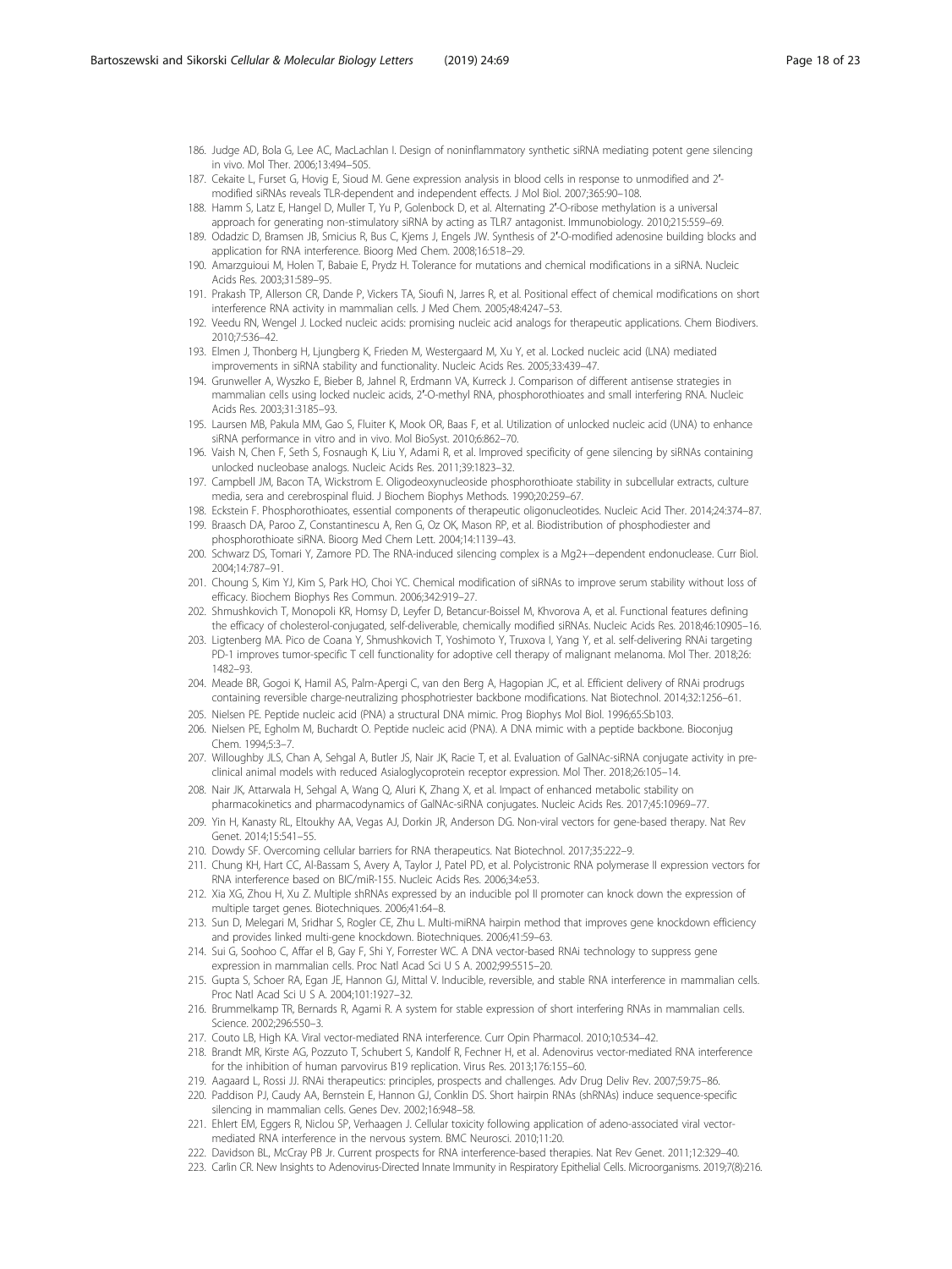186. Judge AD, Bola G, Lee AC, MacLachlan I. Design of noninflammatory synthetic siRNA mediating potent gene silencing in vivo. Mol Ther. 2006;13:494–505.
187. Cekaite L, Furset G, Hovig E, Sioud M. Gene expression analysis in blood cells in response to unmodified and 2′-modified siRNAs reveals TLR-dependent and independent effects. J Mol Biol. 2007;365:90–108.
188. Hamm S, Latz E, Hangel D, Muller T, Yu P, Golenbock D, et al. Alternating 2′-O-ribose methylation is a universal approach for generating non-stimulatory siRNA by acting as TLR7 antagonist. Immunobiology. 2010;215:559–69.
189. Odadzic D, Bramsen JB, Smicius R, Bus C, Kjems J, Engels JW. Synthesis of 2′-O-modified adenosine building blocks and application for RNA interference. Bioorg Med Chem. 2008;16:518–29.
190. Amarzguioui M, Holen T, Babaie E, Prydz H. Tolerance for mutations and chemical modifications in a siRNA. Nucleic Acids Res. 2003;31:589–95.
191. Prakash TP, Allerson CR, Dande P, Vickers TA, Sioufi N, Jarres R, et al. Positional effect of chemical modifications on short interference RNA activity in mammalian cells. J Med Chem. 2005;48:4247–53.
192. Veedu RN, Wengel J. Locked nucleic acids: promising nucleic acid analogs for therapeutic applications. Chem Biodivers. 2010;7:536–42.
193. Elmen J, Thonberg H, Ljungberg K, Frieden M, Westergaard M, Xu Y, et al. Locked nucleic acid (LNA) mediated improvements in siRNA stability and functionality. Nucleic Acids Res. 2005;33:439–47.
194. Grunweller A, Wyszko E, Bieber B, Jahnel R, Erdmann VA, Kurreck J. Comparison of different antisense strategies in mammalian cells using locked nucleic acids, 2′-O-methyl RNA, phosphorothioates and small interfering RNA. Nucleic Acids Res. 2003;31:3185–93.
195. Laursen MB, Pakula MM, Gao S, Fluiter K, Mook OR, Baas F, et al. Utilization of unlocked nucleic acid (UNA) to enhance siRNA performance in vitro and in vivo. Mol BioSyst. 2010;6:862–70.
196. Vaish N, Chen F, Seth S, Fosnaugh K, Liu Y, Adami R, et al. Improved specificity of gene silencing by siRNAs containing unlocked nucleobase analogs. Nucleic Acids Res. 2011;39:1823–32.
197. Campbell JM, Bacon TA, Wickstrom E. Oligodeoxynucleoside phosphorothioate stability in subcellular extracts, culture media, sera and cerebrospinal fluid. J Biochem Biophys Methods. 1990;20:259–67.
198. Eckstein F. Phosphorothioates, essential components of therapeutic oligonucleotides. Nucleic Acid Ther. 2014;24:374–87.
199. Braasch DA, Paroo Z, Constantinescu A, Ren G, Oz OK, Mason RP, et al. Biodistribution of phosphodiester and phosphorothioate siRNA. Bioorg Med Chem Lett. 2004;14:1139–43.
200. Schwarz DS, Tomari Y, Zamore PD. The RNA-induced silencing complex is a Mg2+−dependent endonuclease. Curr Biol. 2004;14:787–91.
201. Choung S, Kim YJ, Kim S, Park HO, Choi YC. Chemical modification of siRNAs to improve serum stability without loss of efficacy. Biochem Biophys Res Commun. 2006;342:919–27.
202. Shmushkovich T, Monopoli KR, Homsy D, Leyfer D, Betancur-Boissel M, Khvorova A, et al. Functional features defining the efficacy of cholesterol-conjugated, self-deliverable, chemically modified siRNAs. Nucleic Acids Res. 2018;46:10905–16.
203. Ligtenberg MA. Pico de Coana Y, Shmushkovich T, Yoshimoto Y, Truxova I, Yang Y, et al. self-delivering RNAi targeting PD-1 improves tumor-specific T cell functionality for adoptive cell therapy of malignant melanoma. Mol Ther. 2018;26: 1482–93.
204. Meade BR, Gogoi K, Hamil AS, Palm-Apergi C, van den Berg A, Hagopian JC, et al. Efficient delivery of RNAi prodrugs containing reversible charge-neutralizing phosphotriester backbone modifications. Nat Biotechnol. 2014;32:1256–61.
205. Nielsen PE. Peptide nucleic acid (PNA) a structural DNA mimic. Prog Biophys Mol Biol. 1996;65:Sb103.
206. Nielsen PE, Egholm M, Buchardt O. Peptide nucleic acid (PNA). A DNA mimic with a peptide backbone. Bioconjug Chem. 1994;5:3–7.
207. Willoughby JLS, Chan A, Sehgal A, Butler JS, Nair JK, Racie T, et al. Evaluation of GalNAc-siRNA conjugate activity in pre-clinical animal models with reduced Asialoglycoprotein receptor expression. Mol Ther. 2018;26:105–14.
208. Nair JK, Attarwala H, Sehgal A, Wang Q, Aluri K, Zhang X, et al. Impact of enhanced metabolic stability on pharmacokinetics and pharmacodynamics of GalNAc-siRNA conjugates. Nucleic Acids Res. 2017;45:10969–77.
209. Yin H, Kanasty RL, Eltoukhy AA, Vegas AJ, Dorkin JR, Anderson DG. Non-viral vectors for gene-based therapy. Nat Rev Genet. 2014;15:541–55.
210. Dowdy SF. Overcoming cellular barriers for RNA therapeutics. Nat Biotechnol. 2017;35:222–9.
211. Chung KH, Hart CC, Al-Bassam S, Avery A, Taylor J, Patel PD, et al. Polycistronic RNA polymerase II expression vectors for RNA interference based on BIC/miR-155. Nucleic Acids Res. 2006;34:e53.
212. Xia XG, Zhou H, Xu Z. Multiple shRNAs expressed by an inducible pol II promoter can knock down the expression of multiple target genes. Biotechniques. 2006;41:64–8.
213. Sun D, Melegari M, Sridhar S, Rogler CE, Zhu L. Multi-miRNA hairpin method that improves gene knockdown efficiency and provides linked multi-gene knockdown. Biotechniques. 2006;41:59–63.
214. Sui G, Soohoo C, Affar el B, Gay F, Shi Y, Forrester WC. A DNA vector-based RNAi technology to suppress gene expression in mammalian cells. Proc Natl Acad Sci U S A. 2002;99:5515–20.
215. Gupta S, Schoer RA, Egan JE, Hannon GJ, Mittal V. Inducible, reversible, and stable RNA interference in mammalian cells. Proc Natl Acad Sci U S A. 2004;101:1927–32.
216. Brummelkamp TR, Bernards R, Agami R. A system for stable expression of short interfering RNAs in mammalian cells. Science. 2002;296:550–3.
217. Couto LB, High KA. Viral vector-mediated RNA interference. Curr Opin Pharmacol. 2010;10:534–42.
218. Brandt MR, Kirste AG, Pozzuto T, Schubert S, Kandolf R, Fechner H, et al. Adenovirus vector-mediated RNA interference for the inhibition of human parvovirus B19 replication. Virus Res. 2013;176:155–60.
219. Aagaard L, Rossi JJ. RNAi therapeutics: principles, prospects and challenges. Adv Drug Deliv Rev. 2007;59:75–86.
220. Paddison PJ, Caudy AA, Bernstein E, Hannon GJ, Conklin DS. Short hairpin RNAs (shRNAs) induce sequence-specific silencing in mammalian cells. Genes Dev. 2002;16:948–58.
221. Ehlert EM, Eggers R, Niclou SP, Verhaagen J. Cellular toxicity following application of adeno-associated viral vector-mediated RNA interference in the nervous system. BMC Neurosci. 2010;11:20.
222. Davidson BL, McCray PB Jr. Current prospects for RNA interference-based therapies. Nat Rev Genet. 2011;12:329–40.
223. Carlin CR. New Insights to Adenovirus-Directed Innate Immunity in Respiratory Epithelial Cells. Microorganisms. 2019;7(8):216.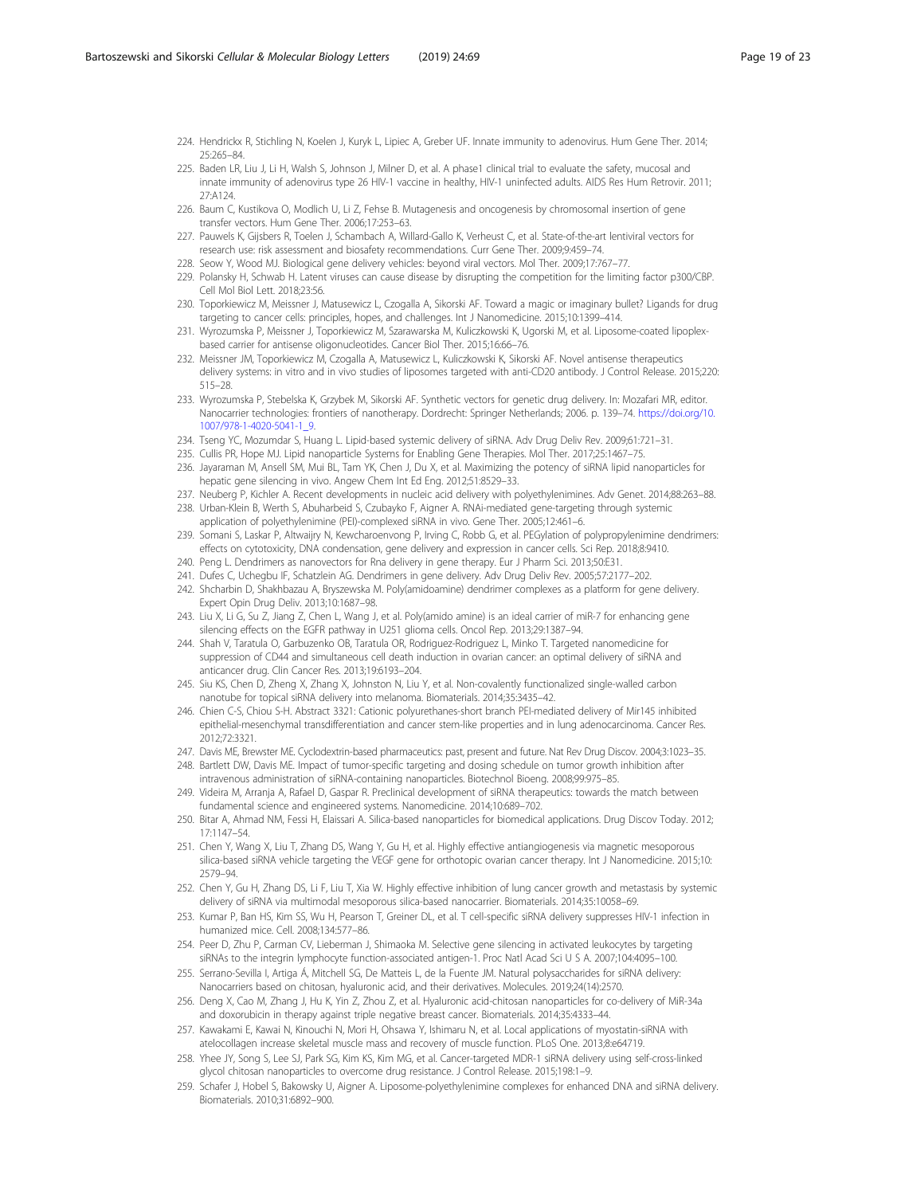224. Hendrickx R, Stichling N, Koelen J, Kuryk L, Lipiec A, Greber UF. Innate immunity to adenovirus. Hum Gene Ther. 2014; 25:265–84.
225. Baden LR, Liu J, Li H, Walsh S, Johnson J, Milner D, et al. A phase1 clinical trial to evaluate the safety, mucosal and innate immunity of adenovirus type 26 HIV-1 vaccine in healthy, HIV-1 uninfected adults. AIDS Res Hum Retrovir. 2011; 27:A124.
226. Baum C, Kustikova O, Modlich U, Li Z, Fehse B. Mutagenesis and oncogenesis by chromosomal insertion of gene transfer vectors. Hum Gene Ther. 2006;17:253–63.
227. Pauwels K, Gijsbers R, Toelen J, Schambach A, Willard-Gallo K, Verheust C, et al. State-of-the-art lentiviral vectors for research use: risk assessment and biosafety recommendations. Curr Gene Ther. 2009;9:459–74.
228. Seow Y, Wood MJ. Biological gene delivery vehicles: beyond viral vectors. Mol Ther. 2009;17:767–77.
229. Polansky H, Schwab H. Latent viruses can cause disease by disrupting the competition for the limiting factor p300/CBP. Cell Mol Biol Lett. 2018;23:56.
230. Toporkiewicz M, Meissner J, Matusewicz L, Czogalla A, Sikorski AF. Toward a magic or imaginary bullet? Ligands for drug targeting to cancer cells: principles, hopes, and challenges. Int J Nanomedicine. 2015;10:1399–414.
231. Wyrozumska P, Meissner J, Toporkiewicz M, Szarawarska M, Kuliczkowski K, Ugorski M, et al. Liposome-coated lipoplex-based carrier for antisense oligonucleotides. Cancer Biol Ther. 2015;16:66–76.
232. Meissner JM, Toporkiewicz M, Czogalla A, Matusewicz L, Kuliczkowski K, Sikorski AF. Novel antisense therapeutics delivery systems: in vitro and in vivo studies of liposomes targeted with anti-CD20 antibody. J Control Release. 2015;220: 515–28.
233. Wyrozumska P, Stebelska K, Grzybek M, Sikorski AF. Synthetic vectors for genetic drug delivery. In: Mozafari MR, editor. Nanocarrier technologies: frontiers of nanotherapy. Dordrecht: Springer Netherlands; 2006. p. 139–74. https://doi.org/10.1007/978-1-4020-5041-1_9.
234. Tseng YC, Mozumdar S, Huang L. Lipid-based systemic delivery of siRNA. Adv Drug Deliv Rev. 2009;61:721–31.
235. Cullis PR, Hope MJ. Lipid nanoparticle Systems for Enabling Gene Therapies. Mol Ther. 2017;25:1467–75.
236. Jayaraman M, Ansell SM, Mui BL, Tam YK, Chen J, Du X, et al. Maximizing the potency of siRNA lipid nanoparticles for hepatic gene silencing in vivo. Angew Chem Int Ed Eng. 2012;51:8529–33.
237. Neuberg P, Kichler A. Recent developments in nucleic acid delivery with polyethylenimines. Adv Genet. 2014;88:263–88.
238. Urban-Klein B, Werth S, Abuharbeid S, Czubayko F, Aigner A. RNAi-mediated gene-targeting through systemic application of polyethylenimine (PEI)-complexed siRNA in vivo. Gene Ther. 2005;12:461–6.
239. Somani S, Laskar P, Altwaijry N, Kewcharoenvong P, Irving C, Robb G, et al. PEGylation of polypropylenimine dendrimers: effects on cytotoxicity, DNA condensation, gene delivery and expression in cancer cells. Sci Rep. 2018;8:9410.
240. Peng L. Dendrimers as nanovectors for Rna delivery in gene therapy. Eur J Pharm Sci. 2013;50:E31.
241. Dufes C, Uchegbu IF, Schatzlein AG. Dendrimers in gene delivery. Adv Drug Deliv Rev. 2005;57:2177–202.
242. Shcharbin D, Shakhbazau A, Bryszewska M. Poly(amidoamine) dendrimer complexes as a platform for gene delivery. Expert Opin Drug Deliv. 2013;10:1687–98.
243. Liu X, Li G, Su Z, Jiang Z, Chen L, Wang J, et al. Poly(amido amine) is an ideal carrier of miR-7 for enhancing gene silencing effects on the EGFR pathway in U251 glioma cells. Oncol Rep. 2013;29:1387–94.
244. Shah V, Taratula O, Garbuzenko OB, Taratula OR, Rodriguez-Rodriguez L, Minko T. Targeted nanomedicine for suppression of CD44 and simultaneous cell death induction in ovarian cancer: an optimal delivery of siRNA and anticancer drug. Clin Cancer Res. 2013;19:6193–204.
245. Siu KS, Chen D, Zheng X, Zhang X, Johnston N, Liu Y, et al. Non-covalently functionalized single-walled carbon nanotube for topical siRNA delivery into melanoma. Biomaterials. 2014;35:3435–42.
246. Chien C-S, Chiou S-H. Abstract 3321: Cationic polyurethanes-short branch PEI-mediated delivery of Mir145 inhibited epithelial-mesenchymal transdifferentiation and cancer stem-like properties and in lung adenocarcinoma. Cancer Res. 2012;72:3321.
247. Davis ME, Brewster ME. Cyclodextrin-based pharmaceutics: past, present and future. Nat Rev Drug Discov. 2004;3:1023–35.
248. Bartlett DW, Davis ME. Impact of tumor-specific targeting and dosing schedule on tumor growth inhibition after intravenous administration of siRNA-containing nanoparticles. Biotechnol Bioeng. 2008;99:975–85.
249. Videira M, Arranja A, Rafael D, Gaspar R. Preclinical development of siRNA therapeutics: towards the match between fundamental science and engineered systems. Nanomedicine. 2014;10:689–702.
250. Bitar A, Ahmad NM, Fessi H, Elaissari A. Silica-based nanoparticles for biomedical applications. Drug Discov Today. 2012; 17:1147–54.
251. Chen Y, Wang X, Liu T, Zhang DS, Wang Y, Gu H, et al. Highly effective antiangiogenesis via magnetic mesoporous silica-based siRNA vehicle targeting the VEGF gene for orthotopic ovarian cancer therapy. Int J Nanomedicine. 2015;10: 2579–94.
252. Chen Y, Gu H, Zhang DS, Li F, Liu T, Xia W. Highly effective inhibition of lung cancer growth and metastasis by systemic delivery of siRNA via multimodal mesoporous silica-based nanocarrier. Biomaterials. 2014;35:10058–69.
253. Kumar P, Ban HS, Kim SS, Wu H, Pearson T, Greiner DL, et al. T cell-specific siRNA delivery suppresses HIV-1 infection in humanized mice. Cell. 2008;134:577–86.
254. Peer D, Zhu P, Carman CV, Lieberman J, Shimaoka M. Selective gene silencing in activated leukocytes by targeting siRNAs to the integrin lymphocyte function-associated antigen-1. Proc Natl Acad Sci U S A. 2007;104:4095–100.
255. Serrano-Sevilla I, Artiga Á, Mitchell SG, De Matteis L, de la Fuente JM. Natural polysaccharides for siRNA delivery: Nanocarriers based on chitosan, hyaluronic acid, and their derivatives. Molecules. 2019;24(14):2570.
256. Deng X, Cao M, Zhang J, Hu K, Yin Z, Zhou Z, et al. Hyaluronic acid-chitosan nanoparticles for co-delivery of MiR-34a and doxorubicin in therapy against triple negative breast cancer. Biomaterials. 2014;35:4333–44.
257. Kawakami E, Kawai N, Kinouchi N, Mori H, Ohsawa Y, Ishimaru N, et al. Local applications of myostatin-siRNA with atelocollagen increase skeletal muscle mass and recovery of muscle function. PLoS One. 2013;8:e64719.
258. Yhee JY, Song S, Lee SJ, Park SG, Kim KS, Kim MG, et al. Cancer-targeted MDR-1 siRNA delivery using self-cross-linked glycol chitosan nanoparticles to overcome drug resistance. J Control Release. 2015;198:1–9.
259. Schafer J, Hobel S, Bakowsky U, Aigner A. Liposome-polyethylenimine complexes for enhanced DNA and siRNA delivery. Biomaterials. 2010;31:6892–900.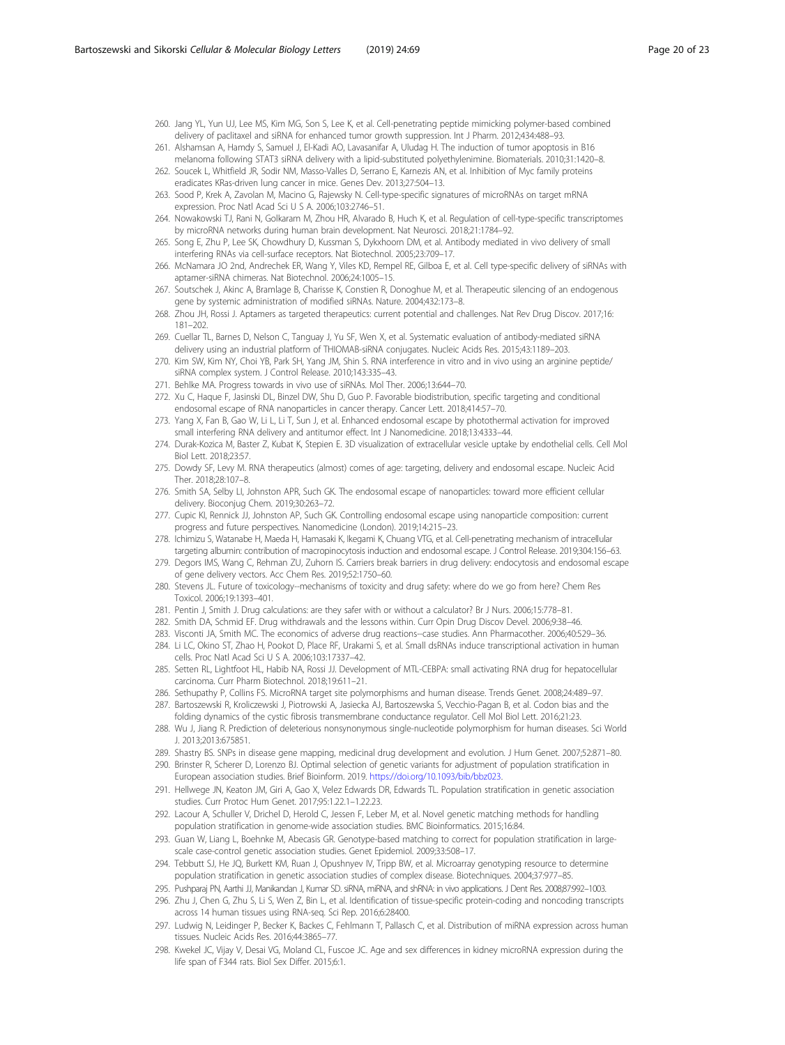260. Jang YL, Yun UJ, Lee MS, Kim MG, Son S, Lee K, et al. Cell-penetrating peptide mimicking polymer-based combined delivery of paclitaxel and siRNA for enhanced tumor growth suppression. Int J Pharm. 2012;434:488–93.
261. Alshamsan A, Hamdy S, Samuel J, El-Kadi AO, Lavasanifar A, Uludag H. The induction of tumor apoptosis in B16 melanoma following STAT3 siRNA delivery with a lipid-substituted polyethylenimine. Biomaterials. 2010;31:1420–8.
262. Soucek L, Whitfield JR, Sodir NM, Masso-Valles D, Serrano E, Karnezis AN, et al. Inhibition of Myc family proteins eradicates KRas-driven lung cancer in mice. Genes Dev. 2013;27:504–13.
263. Sood P, Krek A, Zavolan M, Macino G, Rajewsky N. Cell-type-specific signatures of microRNAs on target mRNA expression. Proc Natl Acad Sci U S A. 2006;103:2746–51.
264. Nowakowski TJ, Rani N, Golkaram M, Zhou HR, Alvarado B, Huch K, et al. Regulation of cell-type-specific transcriptomes by microRNA networks during human brain development. Nat Neurosci. 2018;21:1784–92.
265. Song E, Zhu P, Lee SK, Chowdhury D, Kussman S, Dykxhoorn DM, et al. Antibody mediated in vivo delivery of small interfering RNAs via cell-surface receptors. Nat Biotechnol. 2005;23:709–17.
266. McNamara JO 2nd, Andrechek ER, Wang Y, Viles KD, Rempel RE, Gilboa E, et al. Cell type-specific delivery of siRNAs with aptamer-siRNA chimeras. Nat Biotechnol. 2006;24:1005–15.
267. Soutschek J, Akinc A, Bramlage B, Charisse K, Constien R, Donoghue M, et al. Therapeutic silencing of an endogenous gene by systemic administration of modified siRNAs. Nature. 2004;432:173–8.
268. Zhou JH, Rossi J. Aptamers as targeted therapeutics: current potential and challenges. Nat Rev Drug Discov. 2017;16: 181–202.
269. Cuellar TL, Barnes D, Nelson C, Tanguay J, Yu SF, Wen X, et al. Systematic evaluation of antibody-mediated siRNA delivery using an industrial platform of THIOMAB-siRNA conjugates. Nucleic Acids Res. 2015;43:1189–203.
270. Kim SW, Kim NY, Choi YB, Park SH, Yang JM, Shin S. RNA interference in vitro and in vivo using an arginine peptide/ siRNA complex system. J Control Release. 2010;143:335–43.
271. Behlke MA. Progress towards in vivo use of siRNAs. Mol Ther. 2006;13:644–70.
272. Xu C, Haque F, Jasinski DL, Binzel DW, Shu D, Guo P. Favorable biodistribution, specific targeting and conditional endosomal escape of RNA nanoparticles in cancer therapy. Cancer Lett. 2018;414:57–70.
273. Yang X, Fan B, Gao W, Li L, Li T, Sun J, et al. Enhanced endosomal escape by photothermal activation for improved small interfering RNA delivery and antitumor effect. Int J Nanomedicine. 2018;13:4333–44.
274. Durak-Kozica M, Baster Z, Kubat K, Stepien E. 3D visualization of extracellular vesicle uptake by endothelial cells. Cell Mol Biol Lett. 2018;23:57.
275. Dowdy SF, Levy M. RNA therapeutics (almost) comes of age: targeting, delivery and endosomal escape. Nucleic Acid Ther. 2018;28:107–8.
276. Smith SA, Selby LI, Johnston APR, Such GK. The endosomal escape of nanoparticles: toward more efficient cellular delivery. Bioconjug Chem. 2019;30:263–72.
277. Cupic KI, Rennick JJ, Johnston AP, Such GK. Controlling endosomal escape using nanoparticle composition: current progress and future perspectives. Nanomedicine (London). 2019;14:215–23.
278. Ichimizu S, Watanabe H, Maeda H, Hamasaki K, Ikegami K, Chuang VTG, et al. Cell-penetrating mechanism of intracellular targeting albumin: contribution of macropinocytosis induction and endosomal escape. J Control Release. 2019;304:156–63.
279. Degors IMS, Wang C, Rehman ZU, Zuhorn IS. Carriers break barriers in drug delivery: endocytosis and endosomal escape of gene delivery vectors. Acc Chem Res. 2019;52:1750–60.
280. Stevens JL. Future of toxicology--mechanisms of toxicity and drug safety: where do we go from here? Chem Res Toxicol. 2006;19:1393–401.
281. Pentin J, Smith J. Drug calculations: are they safer with or without a calculator? Br J Nurs. 2006;15:778–81.
282. Smith DA, Schmid EF. Drug withdrawals and the lessons within. Curr Opin Drug Discov Devel. 2006;9:38–46.
283. Visconti JA, Smith MC. The economics of adverse drug reactions--case studies. Ann Pharmacother. 2006;40:529–36.
284. Li LC, Okino ST, Zhao H, Pookot D, Place RF, Urakami S, et al. Small dsRNAs induce transcriptional activation in human cells. Proc Natl Acad Sci U S A. 2006;103:17337–42.
285. Setten RL, Lightfoot HL, Habib NA, Rossi JJ. Development of MTL-CEBPA: small activating RNA drug for hepatocellular carcinoma. Curr Pharm Biotechnol. 2018;19:611–21.
286. Sethupathy P, Collins FS. MicroRNA target site polymorphisms and human disease. Trends Genet. 2008;24:489–97.
287. Bartoszewski R, Kroliczewski J, Piotrowski A, Jasiecka AJ, Bartoszewska S, Vecchio-Pagan B, et al. Codon bias and the folding dynamics of the cystic fibrosis transmembrane conductance regulator. Cell Mol Biol Lett. 2016;21:23.
288. Wu J, Jiang R. Prediction of deleterious nonsynonymous single-nucleotide polymorphism for human diseases. Sci World J. 2013;2013:675851.
289. Shastry BS. SNPs in disease gene mapping, medicinal drug development and evolution. J Hum Genet. 2007;52:871–80.
290. Brinster R, Scherer D, Lorenzo BJ. Optimal selection of genetic variants for adjustment of population stratification in European association studies. Brief Bioinform. 2019. https://doi.org/10.1093/bib/bbz023.
291. Hellwege JN, Keaton JM, Giri A, Gao X, Velez Edwards DR, Edwards TL. Population stratification in genetic association studies. Curr Protoc Hum Genet. 2017;95:1.22.1–1.22.23.
292. Lacour A, Schuller V, Drichel D, Herold C, Jessen F, Leber M, et al. Novel genetic matching methods for handling population stratification in genome-wide association studies. BMC Bioinformatics. 2015;16:84.
293. Guan W, Liang L, Boehnke M, Abecasis GR. Genotype-based matching to correct for population stratification in large-scale case-control genetic association studies. Genet Epidemiol. 2009;33:508–17.
294. Tebbutt SJ, He JQ, Burkett KM, Ruan J, Opushnyev IV, Tripp BW, et al. Microarray genotyping resource to determine population stratification in genetic association studies of complex disease. Biotechniques. 2004;37:977–85.
295. Pushparaj PN, Aarthi JJ, Manikandan J, Kumar SD. siRNA, miRNA, and shRNA: in vivo applications. J Dent Res. 2008;87:992–1003.
296. Zhu J, Chen G, Zhu S, Li S, Wen Z, Bin L, et al. Identification of tissue-specific protein-coding and noncoding transcripts across 14 human tissues using RNA-seq. Sci Rep. 2016;6:28400.
297. Ludwig N, Leidinger P, Becker K, Backes C, Fehlmann T, Pallasch C, et al. Distribution of miRNA expression across human tissues. Nucleic Acids Res. 2016;44:3865–77.
298. Kwekel JC, Vijay V, Desai VG, Moland CL, Fuscoe JC. Age and sex differences in kidney microRNA expression during the life span of F344 rats. Biol Sex Differ. 2015;6:1.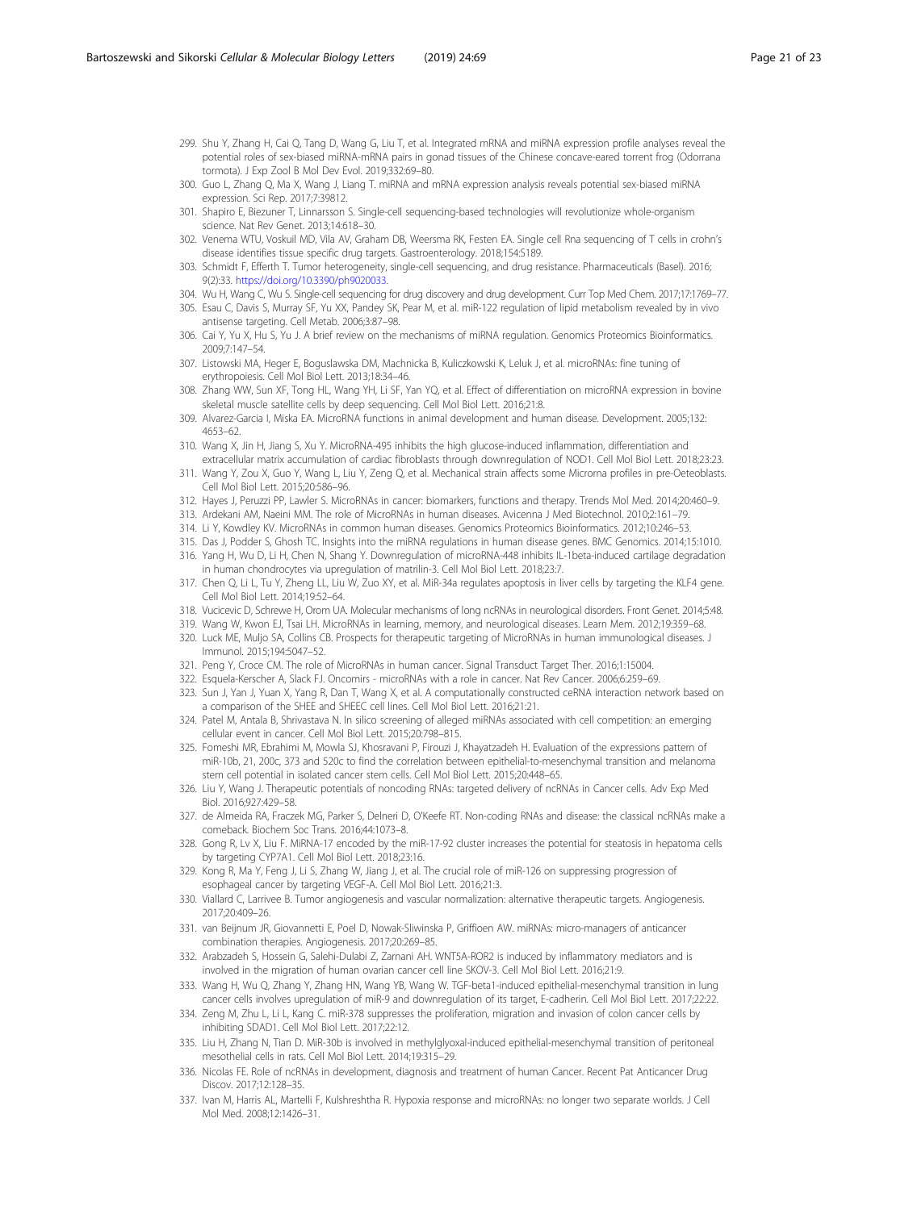299. Shu Y, Zhang H, Cai Q, Tang D, Wang G, Liu T, et al. Integrated mRNA and miRNA expression profile analyses reveal the potential roles of sex-biased miRNA-mRNA pairs in gonad tissues of the Chinese concave-eared torrent frog (Odorrana tormota). J Exp Zool B Mol Dev Evol. 2019;332:69–80.
300. Guo L, Zhang Q, Ma X, Wang J, Liang T. miRNA and mRNA expression analysis reveals potential sex-biased miRNA expression. Sci Rep. 2017;7:39812.
301. Shapiro E, Biezuner T, Linnarsson S. Single-cell sequencing-based technologies will revolutionize whole-organism science. Nat Rev Genet. 2013;14:618–30.
302. Venema WTU, Voskuil MD, Vila AV, Graham DB, Weersma RK, Festen EA. Single cell Rna sequencing of T cells in crohn's disease identifies tissue specific drug targets. Gastroenterology. 2018;154:S189.
303. Schmidt F, Efferth T. Tumor heterogeneity, single-cell sequencing, and drug resistance. Pharmaceuticals (Basel). 2016; 9(2):33. https://doi.org/10.3390/ph9020033.
304. Wu H, Wang C, Wu S. Single-cell sequencing for drug discovery and drug development. Curr Top Med Chem. 2017;17:1769–77.
305. Esau C, Davis S, Murray SF, Yu XX, Pandey SK, Pear M, et al. miR-122 regulation of lipid metabolism revealed by in vivo antisense targeting. Cell Metab. 2006;3:87–98.
306. Cai Y, Yu X, Hu S, Yu J. A brief review on the mechanisms of miRNA regulation. Genomics Proteomics Bioinformatics. 2009;7:147–54.
307. Listowski MA, Heger E, Boguslawska DM, Machnicka B, Kuliczkowski K, Leluk J, et al. microRNAs: fine tuning of erythropoiesis. Cell Mol Biol Lett. 2013;18:34–46.
308. Zhang WW, Sun XF, Tong HL, Wang YH, Li SF, Yan YQ, et al. Effect of differentiation on microRNA expression in bovine skeletal muscle satellite cells by deep sequencing. Cell Mol Biol Lett. 2016;21:8.
309. Alvarez-Garcia I, Miska EA. MicroRNA functions in animal development and human disease. Development. 2005;132: 4653–62.
310. Wang X, Jin H, Jiang S, Xu Y. MicroRNA-495 inhibits the high glucose-induced inflammation, differentiation and extracellular matrix accumulation of cardiac fibroblasts through downregulation of NOD1. Cell Mol Biol Lett. 2018;23:23.
311. Wang Y, Zou X, Guo Y, Wang L, Liu Y, Zeng Q, et al. Mechanical strain affects some Microrna profiles in pre-Oeteoblasts. Cell Mol Biol Lett. 2015;20:586–96.
312. Hayes J, Peruzzi PP, Lawler S. MicroRNAs in cancer: biomarkers, functions and therapy. Trends Mol Med. 2014;20:460–9.
313. Ardekani AM, Naeini MM. The role of MicroRNAs in human diseases. Avicenna J Med Biotechnol. 2010;2:161–79.
314. Li Y, Kowdley KV. MicroRNAs in common human diseases. Genomics Proteomics Bioinformatics. 2012;10:246–53.
315. Das J, Podder S, Ghosh TC. Insights into the miRNA regulations in human disease genes. BMC Genomics. 2014;15:1010.
316. Yang H, Wu D, Li H, Chen N, Shang Y. Downregulation of microRNA-448 inhibits IL-1beta-induced cartilage degradation in human chondrocytes via upregulation of matrilin-3. Cell Mol Biol Lett. 2018;23:7.
317. Chen Q, Li L, Tu Y, Zheng LL, Liu W, Zuo XY, et al. MiR-34a regulates apoptosis in liver cells by targeting the KLF4 gene. Cell Mol Biol Lett. 2014;19:52–64.
318. Vucicevic D, Schrewe H, Orom UA. Molecular mechanisms of long ncRNAs in neurological disorders. Front Genet. 2014;5:48.
319. Wang W, Kwon EJ, Tsai LH. MicroRNAs in learning, memory, and neurological diseases. Learn Mem. 2012;19:359–68.
320. Luck ME, Muljo SA, Collins CB. Prospects for therapeutic targeting of MicroRNAs in human immunological diseases. J Immunol. 2015;194:5047–52.
321. Peng Y, Croce CM. The role of MicroRNAs in human cancer. Signal Transduct Target Ther. 2016;1:15004.
322. Esquela-Kerscher A, Slack FJ. Oncomirs - microRNAs with a role in cancer. Nat Rev Cancer. 2006;6:259–69.
323. Sun J, Yan J, Yuan X, Yang R, Dan T, Wang X, et al. A computationally constructed ceRNA interaction network based on a comparison of the SHEE and SHEEC cell lines. Cell Mol Biol Lett. 2016;21:21.
324. Patel M, Antala B, Shrivastava N. In silico screening of alleged miRNAs associated with cell competition: an emerging cellular event in cancer. Cell Mol Biol Lett. 2015;20:798–815.
325. Fomeshi MR, Ebrahimi M, Mowla SJ, Khosravani P, Firouzi J, Khayatzadeh H. Evaluation of the expressions pattern of miR-10b, 21, 200c, 373 and 520c to find the correlation between epithelial-to-mesenchymal transition and melanoma stem cell potential in isolated cancer stem cells. Cell Mol Biol Lett. 2015;20:448–65.
326. Liu Y, Wang J. Therapeutic potentials of noncoding RNAs: targeted delivery of ncRNAs in Cancer cells. Adv Exp Med Biol. 2016;927:429–58.
327. de Almeida RA, Fraczek MG, Parker S, Delneri D, O'Keefe RT. Non-coding RNAs and disease: the classical ncRNAs make a comeback. Biochem Soc Trans. 2016;44:1073–8.
328. Gong R, Lv X, Liu F. MiRNA-17 encoded by the miR-17-92 cluster increases the potential for steatosis in hepatoma cells by targeting CYP7A1. Cell Mol Biol Lett. 2018;23:16.
329. Kong R, Ma Y, Feng J, Li S, Zhang W, Jiang J, et al. The crucial role of miR-126 on suppressing progression of esophageal cancer by targeting VEGF-A. Cell Mol Biol Lett. 2016;21:3.
330. Viallard C, Larrivee B. Tumor angiogenesis and vascular normalization: alternative therapeutic targets. Angiogenesis. 2017;20:409–26.
331. van Beijnum JR, Giovannetti E, Poel D, Nowak-Sliwinska P, Griffioen AW. miRNAs: micro-managers of anticancer combination therapies. Angiogenesis. 2017;20:269–85.
332. Arabzadeh S, Hossein G, Salehi-Dulabi Z, Zarnani AH. WNT5A-ROR2 is induced by inflammatory mediators and is involved in the migration of human ovarian cancer cell line SKOV-3. Cell Mol Biol Lett. 2016;21:9.
333. Wang H, Wu Q, Zhang Y, Zhang HN, Wang YB, Wang W. TGF-beta1-induced epithelial-mesenchymal transition in lung cancer cells involves upregulation of miR-9 and downregulation of its target, E-cadherin. Cell Mol Biol Lett. 2017;22:22.
334. Zeng M, Zhu L, Li L, Kang C. miR-378 suppresses the proliferation, migration and invasion of colon cancer cells by inhibiting SDAD1. Cell Mol Biol Lett. 2017;22:12.
335. Liu H, Zhang N, Tian D. MiR-30b is involved in methylglyoxal-induced epithelial-mesenchymal transition of peritoneal mesothelial cells in rats. Cell Mol Biol Lett. 2014;19:315–29.
336. Nicolas FE. Role of ncRNAs in development, diagnosis and treatment of human Cancer. Recent Pat Anticancer Drug Discov. 2017;12:128–35.
337. Ivan M, Harris AL, Martelli F, Kulshreshtha R. Hypoxia response and microRNAs: no longer two separate worlds. J Cell Mol Med. 2008;12:1426–31.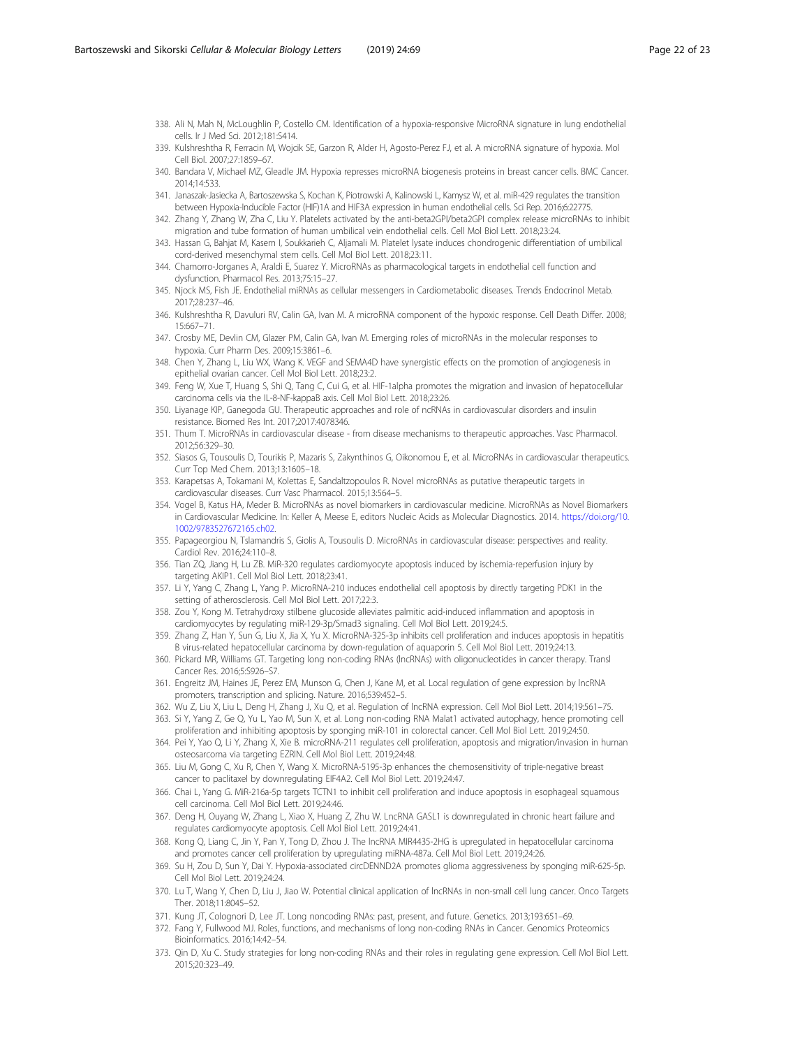338. Ali N, Mah N, McLoughlin P, Costello CM. Identification of a hypoxia-responsive MicroRNA signature in lung endothelial cells. Ir J Med Sci. 2012;181:S414.
339. Kulshreshtha R, Ferracin M, Wojcik SE, Garzon R, Alder H, Agosto-Perez FJ, et al. A microRNA signature of hypoxia. Mol Cell Biol. 2007;27:1859–67.
340. Bandara V, Michael MZ, Gleadle JM. Hypoxia represses microRNA biogenesis proteins in breast cancer cells. BMC Cancer. 2014;14:533.
341. Janaszak-Jasiecka A, Bartoszewska S, Kochan K, Piotrowski A, Kalinowski L, Kamysz W, et al. miR-429 regulates the transition between Hypoxia-Inducible Factor (HIF)1A and HIF3A expression in human endothelial cells. Sci Rep. 2016;6:22775.
342. Zhang Y, Zhang W, Zha C, Liu Y. Platelets activated by the anti-beta2GPI/beta2GPI complex release microRNAs to inhibit migration and tube formation of human umbilical vein endothelial cells. Cell Mol Biol Lett. 2018;23:24.
343. Hassan G, Bahjat M, Kasem I, Soukkarieh C, Aljamali M. Platelet lysate induces chondrogenic differentiation of umbilical cord-derived mesenchymal stem cells. Cell Mol Biol Lett. 2018;23:11.
344. Chamorro-Jorganes A, Araldi E, Suarez Y. MicroRNAs as pharmacological targets in endothelial cell function and dysfunction. Pharmacol Res. 2013;75:15–27.
345. Njock MS, Fish JE. Endothelial miRNAs as cellular messengers in Cardiometabolic diseases. Trends Endocrinol Metab. 2017;28:237–46.
346. Kulshreshtha R, Davuluri RV, Calin GA, Ivan M. A microRNA component of the hypoxic response. Cell Death Differ. 2008; 15:667–71.
347. Crosby ME, Devlin CM, Glazer PM, Calin GA, Ivan M. Emerging roles of microRNAs in the molecular responses to hypoxia. Curr Pharm Des. 2009;15:3861–6.
348. Chen Y, Zhang L, Liu WX, Wang K. VEGF and SEMA4D have synergistic effects on the promotion of angiogenesis in epithelial ovarian cancer. Cell Mol Biol Lett. 2018;23:2.
349. Feng W, Xue T, Huang S, Shi Q, Tang C, Cui G, et al. HIF-1alpha promotes the migration and invasion of hepatocellular carcinoma cells via the IL-8-NF-kappaB axis. Cell Mol Biol Lett. 2018;23:26.
350. Liyanage KIP, Ganegoda GU. Therapeutic approaches and role of ncRNAs in cardiovascular disorders and insulin resistance. Biomed Res Int. 2017;2017:4078346.
351. Thum T. MicroRNAs in cardiovascular disease - from disease mechanisms to therapeutic approaches. Vasc Pharmacol. 2012;56:329–30.
352. Siasos G, Tousoulis D, Tourikis P, Mazaris S, Zakynthinos G, Oikonomou E, et al. MicroRNAs in cardiovascular therapeutics. Curr Top Med Chem. 2013;13:1605–18.
353. Karapetsas A, Tokamani M, Kolettas E, Sandaltzopoulos R. Novel microRNAs as putative therapeutic targets in cardiovascular diseases. Curr Vasc Pharmacol. 2015;13:564–5.
354. Vogel B, Katus HA, Meder B. MicroRNAs as novel biomarkers in cardiovascular medicine. MicroRNAs as Novel Biomarkers in Cardiovascular Medicine. In: Keller A, Meese E, editors Nucleic Acids as Molecular Diagnostics. 2014. https://doi.org/10.1002/9783527672165.ch02.
355. Papageorgiou N, Tslamandris S, Giolis A, Tousoulis D. MicroRNAs in cardiovascular disease: perspectives and reality. Cardiol Rev. 2016;24:110–8.
356. Tian ZQ, Jiang H, Lu ZB. MiR-320 regulates cardiomyocyte apoptosis induced by ischemia-reperfusion injury by targeting AKIP1. Cell Mol Biol Lett. 2018;23:41.
357. Li Y, Yang C, Zhang L, Yang P. MicroRNA-210 induces endothelial cell apoptosis by directly targeting PDK1 in the setting of atherosclerosis. Cell Mol Biol Lett. 2017;22:3.
358. Zou Y, Kong M. Tetrahydroxy stilbene glucoside alleviates palmitic acid-induced inflammation and apoptosis in cardiomyocytes by regulating miR-129-3p/Smad3 signaling. Cell Mol Biol Lett. 2019;24:5.
359. Zhang Z, Han Y, Sun G, Liu X, Jia X, Yu X. MicroRNA-325-3p inhibits cell proliferation and induces apoptosis in hepatitis B virus-related hepatocellular carcinoma by down-regulation of aquaporin 5. Cell Mol Biol Lett. 2019;24:13.
360. Pickard MR, Williams GT. Targeting long non-coding RNAs (lncRNAs) with oligonucleotides in cancer therapy. Transl Cancer Res. 2016;5:S926–S7.
361. Engreitz JM, Haines JE, Perez EM, Munson G, Chen J, Kane M, et al. Local regulation of gene expression by lncRNA promoters, transcription and splicing. Nature. 2016;539:452–5.
362. Wu Z, Liu X, Liu L, Deng H, Zhang J, Xu Q, et al. Regulation of lncRNA expression. Cell Mol Biol Lett. 2014;19:561–75.
363. Si Y, Yang Z, Ge Q, Yu L, Yao M, Sun X, et al. Long non-coding RNA Malat1 activated autophagy, hence promoting cell proliferation and inhibiting apoptosis by sponging miR-101 in colorectal cancer. Cell Mol Biol Lett. 2019;24:50.
364. Pei Y, Yao Q, Li Y, Zhang X, Xie B. microRNA-211 regulates cell proliferation, apoptosis and migration/invasion in human osteosarcoma via targeting EZRIN. Cell Mol Biol Lett. 2019;24:48.
365. Liu M, Gong C, Xu R, Chen Y, Wang X. MicroRNA-5195-3p enhances the chemosensitivity of triple-negative breast cancer to paclitaxel by downregulating EIF4A2. Cell Mol Biol Lett. 2019;24:47.
366. Chai L, Yang G. MiR-216a-5p targets TCTN1 to inhibit cell proliferation and induce apoptosis in esophageal squamous cell carcinoma. Cell Mol Biol Lett. 2019;24:46.
367. Deng H, Ouyang W, Zhang L, Xiao X, Huang Z, Zhu W. LncRNA GASL1 is downregulated in chronic heart failure and regulates cardiomyocyte apoptosis. Cell Mol Biol Lett. 2019;24:41.
368. Kong Q, Liang C, Jin Y, Pan Y, Tong D, Zhou J. The lncRNA MIR4435-2HG is upregulated in hepatocellular carcinoma and promotes cancer cell proliferation by upregulating miRNA-487a. Cell Mol Biol Lett. 2019;24:26.
369. Su H, Zou D, Sun Y, Dai Y. Hypoxia-associated circDENND2A promotes glioma aggressiveness by sponging miR-625-5p. Cell Mol Biol Lett. 2019;24:24.
370. Lu T, Wang Y, Chen D, Liu J, Jiao W. Potential clinical application of lncRNAs in non-small cell lung cancer. Onco Targets Ther. 2018;11:8045–52.
371. Kung JT, Colognori D, Lee JT. Long noncoding RNAs: past, present, and future. Genetics. 2013;193:651–69.
372. Fang Y, Fullwood MJ. Roles, functions, and mechanisms of long non-coding RNAs in Cancer. Genomics Proteomics Bioinformatics. 2016;14:42–54.
373. Qin D, Xu C. Study strategies for long non-coding RNAs and their roles in regulating gene expression. Cell Mol Biol Lett. 2015;20:323–49.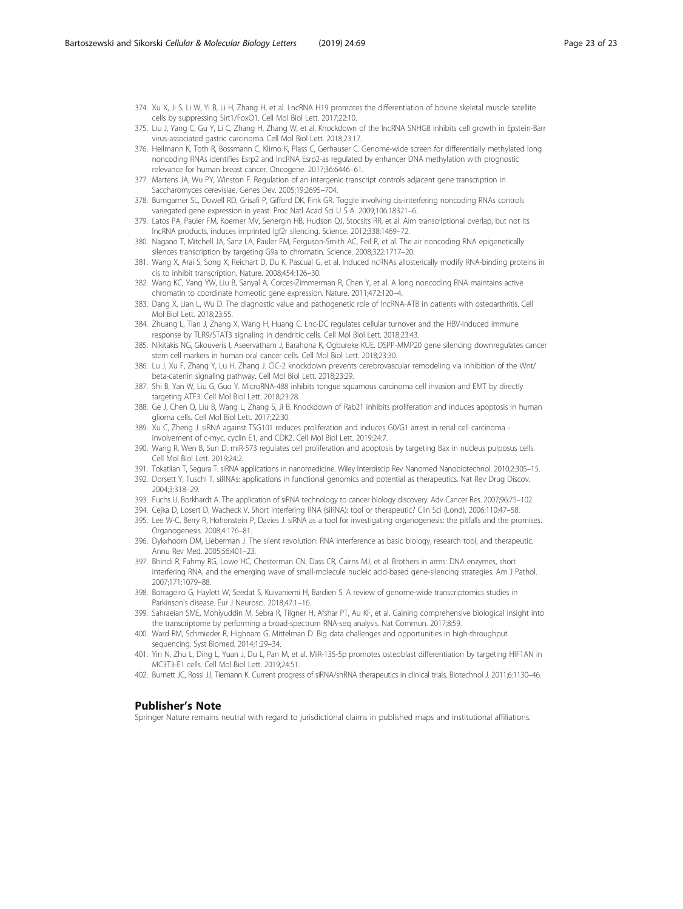374. Xu X, Ji S, Li W, Yi B, Li H, Zhang H, et al. LncRNA H19 promotes the differentiation of bovine skeletal muscle satellite cells by suppressing Sirt1/FoxO1. Cell Mol Biol Lett. 2017;22:10.
375. Liu J, Yang C, Gu Y, Li C, Zhang H, Zhang W, et al. Knockdown of the lncRNA SNHG8 inhibits cell growth in Epstein-Barr virus-associated gastric carcinoma. Cell Mol Biol Lett. 2018;23:17.
376. Heilmann K, Toth R, Bossmann C, Klimo K, Plass C, Gerhauser C. Genome-wide screen for differentially methylated long noncoding RNAs identifies Esrp2 and lncRNA Esrp2-as regulated by enhancer DNA methylation with prognostic relevance for human breast cancer. Oncogene. 2017;36:6446–61.
377. Martens JA, Wu PY, Winston F. Regulation of an intergenic transcript controls adjacent gene transcription in Saccharomyces cerevisiae. Genes Dev. 2005;19:2695–704.
378. Bumgarner SL, Dowell RD, Grisafi P, Gifford DK, Fink GR. Toggle involving cis-interfering noncoding RNAs controls variegated gene expression in yeast. Proc Natl Acad Sci U S A. 2009;106:18321–6.
379. Latos PA, Pauler FM, Koerner MV, Senergin HB, Hudson QJ, Stocsits RR, et al. Airn transcriptional overlap, but not its lncRNA products, induces imprinted Igf2r silencing. Science. 2012;338:1469–72.
380. Nagano T, Mitchell JA, Sanz LA, Pauler FM, Ferguson-Smith AC, Feil R, et al. The air noncoding RNA epigenetically silences transcription by targeting G9a to chromatin. Science. 2008;322:1717–20.
381. Wang X, Arai S, Song X, Reichart D, Du K, Pascual G, et al. Induced ncRNAs allosterically modify RNA-binding proteins in cis to inhibit transcription. Nature. 2008;454:126–30.
382. Wang KC, Yang YW, Liu B, Sanyal A, Corces-Zimmerman R, Chen Y, et al. A long noncoding RNA maintains active chromatin to coordinate homeotic gene expression. Nature. 2011;472:120–4.
383. Dang X, Lian L, Wu D. The diagnostic value and pathogenetic role of lncRNA-ATB in patients with osteoarthritis. Cell Mol Biol Lett. 2018;23:55.
384. Zhuang L, Tian J, Zhang X, Wang H, Huang C. Lnc-DC regulates cellular turnover and the HBV-induced immune response by TLR9/STAT3 signaling in dendritic cells. Cell Mol Biol Lett. 2018;23:43.
385. Nikitakis NG, Gkouveris I, Aseervatham J, Barahona K, Ogbureke KUE. DSPP-MMP20 gene silencing downregulates cancer stem cell markers in human oral cancer cells. Cell Mol Biol Lett. 2018;23:30.
386. Lu J, Xu F, Zhang Y, Lu H, Zhang J. ClC-2 knockdown prevents cerebrovascular remodeling via inhibition of the Wnt/ beta-catenin signaling pathway. Cell Mol Biol Lett. 2018;23:29.
387. Shi B, Yan W, Liu G, Guo Y. MicroRNA-488 inhibits tongue squamous carcinoma cell invasion and EMT by directly targeting ATF3. Cell Mol Biol Lett. 2018;23:28.
388. Ge J, Chen Q, Liu B, Wang L, Zhang S, Ji B. Knockdown of Rab21 inhibits proliferation and induces apoptosis in human glioma cells. Cell Mol Biol Lett. 2017;22:30.
389. Xu C, Zheng J. siRNA against TSG101 reduces proliferation and induces G0/G1 arrest in renal cell carcinoma - involvement of c-myc, cyclin E1, and CDK2. Cell Mol Biol Lett. 2019;24:7.
390. Wang R, Wen B, Sun D. miR-573 regulates cell proliferation and apoptosis by targeting Bax in nucleus pulposus cells. Cell Mol Biol Lett. 2019;24:2.
391. Tokatlian T, Segura T. siRNA applications in nanomedicine. Wiley Interdiscip Rev Nanomed Nanobiotechnol. 2010;2:305–15.
392. Dorsett Y, Tuschl T. siRNAs: applications in functional genomics and potential as therapeutics. Nat Rev Drug Discov. 2004;3:318–29.
393. Fuchs U, Borkhardt A. The application of siRNA technology to cancer biology discovery. Adv Cancer Res. 2007;96:75–102.
394. Cejka D, Losert D, Wacheck V. Short interfering RNA (siRNA): tool or therapeutic? Clin Sci (Lond). 2006;110:47–58.
395. Lee W-C, Berry R, Hohenstein P, Davies J. siRNA as a tool for investigating organogenesis: the pitfalls and the promises. Organogenesis. 2008;4:176–81.
396. Dykxhoorn DM, Lieberman J. The silent revolution: RNA interference as basic biology, research tool, and therapeutic. Annu Rev Med. 2005;56:401–23.
397. Bhindi R, Fahmy RG, Lowe HC, Chesterman CN, Dass CR, Cairns MJ, et al. Brothers in arms: DNA enzymes, short interfering RNA, and the emerging wave of small-molecule nucleic acid-based gene-silencing strategies. Am J Pathol. 2007;171:1079–88.
398. Borrageiro G, Haylett W, Seedat S, Kuivaniemi H, Bardien S. A review of genome-wide transcriptomics studies in Parkinson's disease. Eur J Neurosci. 2018;47:1–16.
399. Sahraeian SME, Mohiyuddin M, Sebra R, Tilgner H, Afshar PT, Au KF, et al. Gaining comprehensive biological insight into the transcriptome by performing a broad-spectrum RNA-seq analysis. Nat Commun. 2017;8:59.
400. Ward RM, Schmieder R, Highnam G, Mittelman D. Big data challenges and opportunities in high-throughput sequencing. Syst Biomed. 2014;1:29–34.
401. Yin N, Zhu L, Ding L, Yuan J, Du L, Pan M, et al. MiR-135-5p promotes osteoblast differentiation by targeting HIF1AN in MC3T3-E1 cells. Cell Mol Biol Lett. 2019;24:51.
402. Burnett JC, Rossi JJ, Tiemann K. Current progress of siRNA/shRNA therapeutics in clinical trials. Biotechnol J. 2011;6:1130–46.

## Publisher's Note

Springer Nature remains neutral with regard to jurisdictional claims in published maps and institutional affiliations.